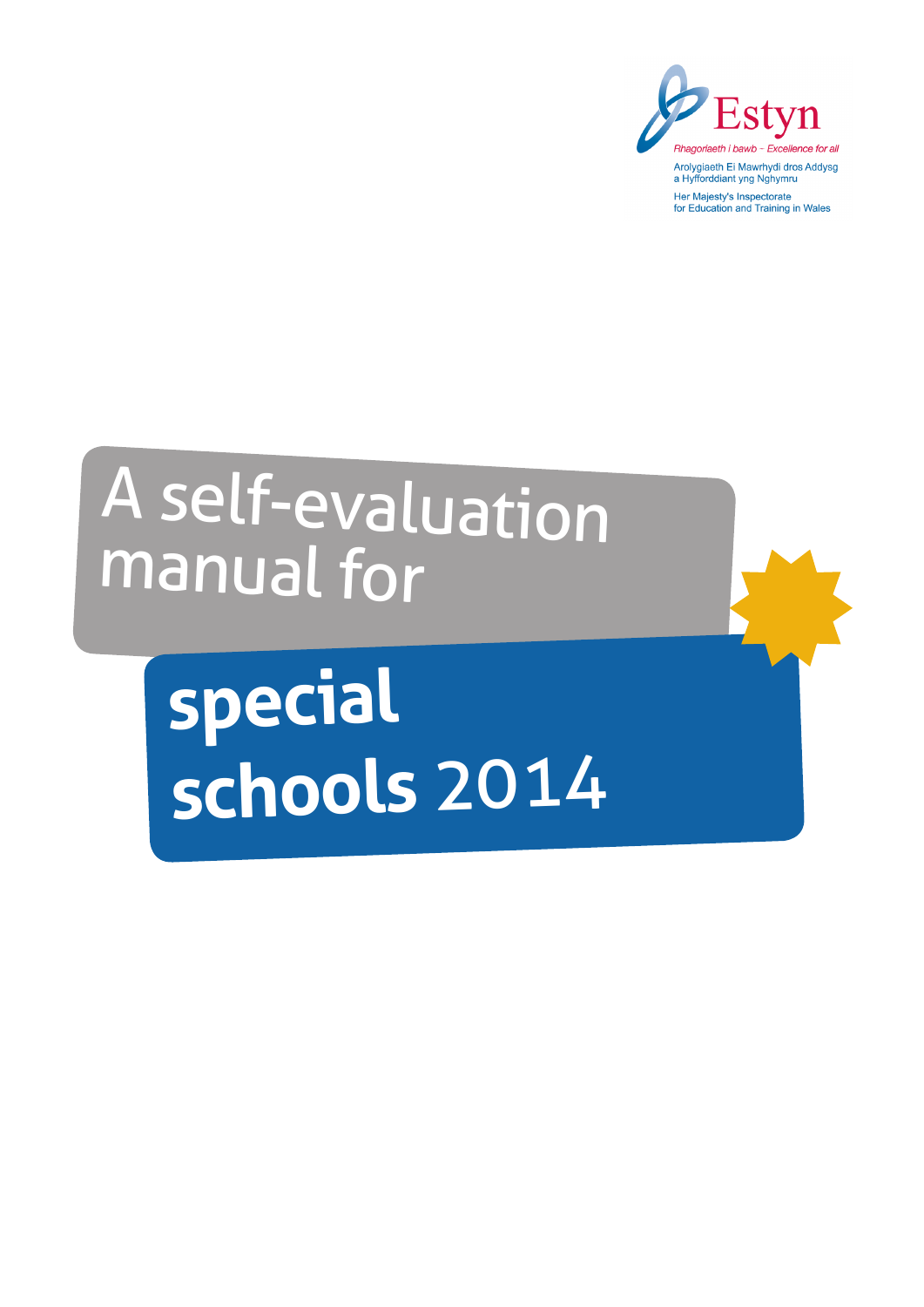Estyn

*Rhagoriaeth i bawb – Excellence for all*

Arolygiaeth Ei Mawrhydi dros Addysg a Hyfforddiant yng Nghymru

Her Majesty's Inspectorate for Education and Training in Wales

# A self-evaluation manual for special schools 2014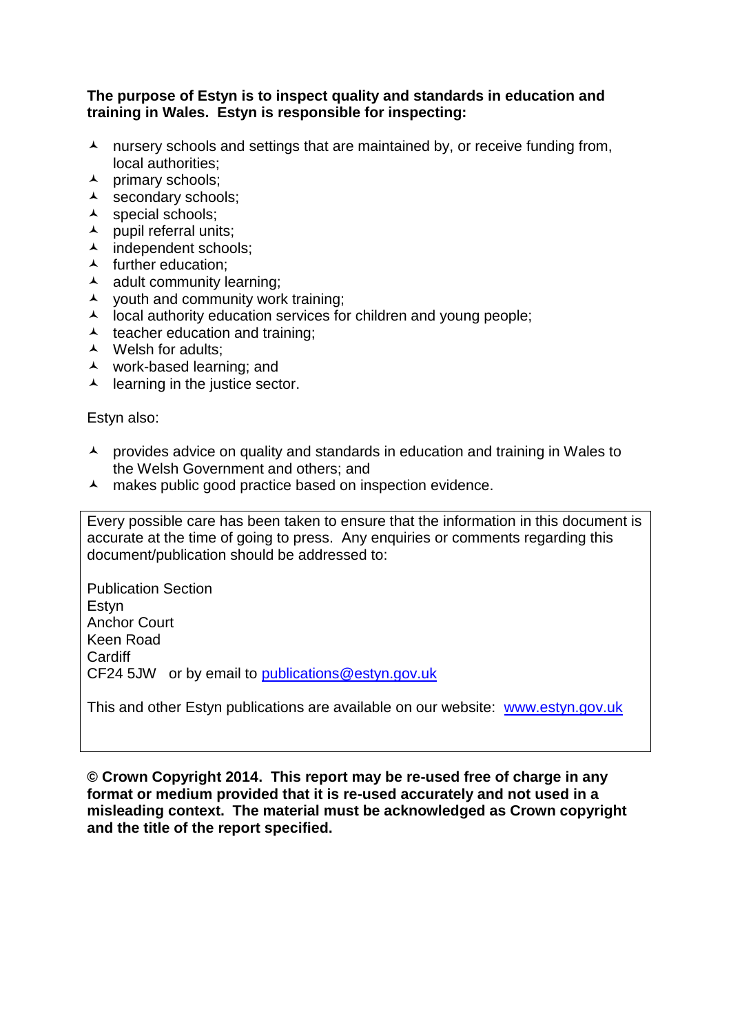**The purpose of Estyn is to inspect quality and standards in education and training in Wales. Estyn is responsible for inspecting:**

- nursery schools and settings that are maintained by, or receive funding from, local authorities;
- primary schools;
- secondary schools;
- special schools;
- pupil referral units;
- independent schools;
- further education;
- adult community learning;
- youth and community work training;
- local authority education services for children and young people;
- teacher education and training;
- Welsh for adults;
- work-based learning; and
- learning in the justice sector.

Estyn also:

- provides advice on quality and standards in education and training in Wales to the Welsh Government and others; and
- makes public good practice based on inspection evidence.

Every possible care has been taken to ensure that the information in this document is accurate at the time of going to press. Any enquiries or comments regarding this document/publication should be addressed to:

Publication Section
Estyn
Anchor Court
Keen Road
Cardiff
CF24 5JW or by email to publications@estyn.gov.uk

This and other Estyn publications are available on our website: www.estyn.gov.uk

**© Crown Copyright 2014. This report may be re-used free of charge in any format or medium provided that it is re-used accurately and not used in a misleading context. The material must be acknowledged as Crown copyright and the title of the report specified.**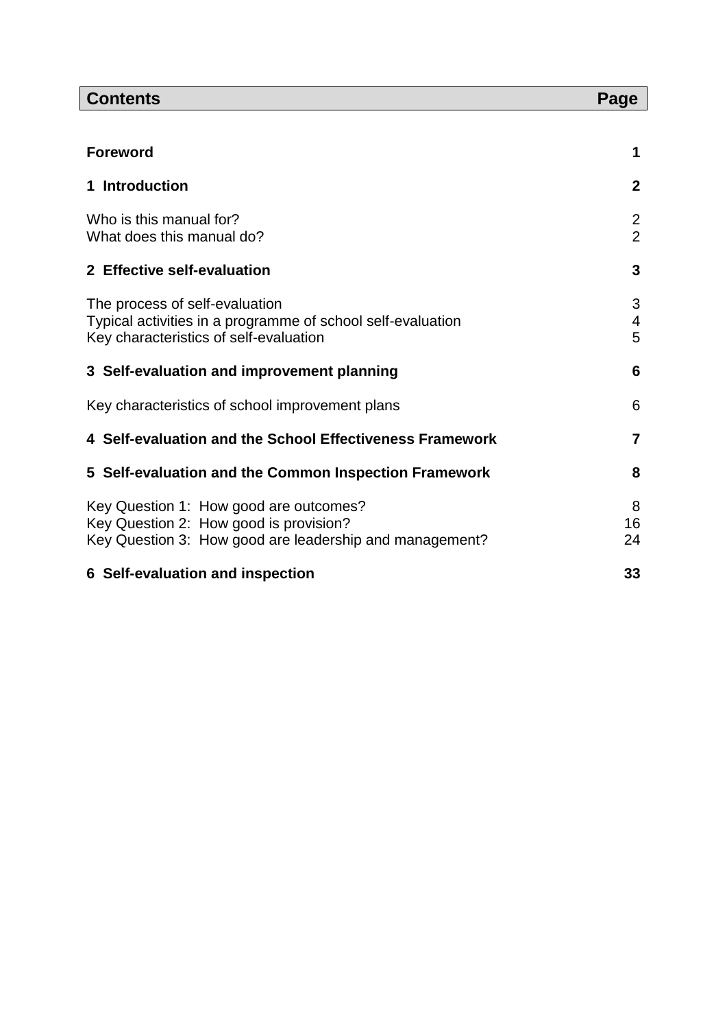| **Contents** | **Page** |
|---|---|
| **Foreword** | **1** |
| **1 Introduction** | **2** |
| Who is this manual for? | 2 |
| What does this manual do? | 2 |
| **2 Effective self-evaluation** | **3** |
| The process of self-evaluation | 3 |
| Typical activities in a programme of school self-evaluation | 4 |
| Key characteristics of self-evaluation | 5 |
| **3 Self-evaluation and improvement planning** | **6** |
| Key characteristics of school improvement plans | 6 |
| **4 Self-evaluation and the School Effectiveness Framework** | **7** |
| **5 Self-evaluation and the Common Inspection Framework** | **8** |
| Key Question 1: How good are outcomes? | 8 |
| Key Question 2: How good is provision? | 16 |
| Key Question 3: How good are leadership and management? | 24 |
| **6 Self-evaluation and inspection** | **33** |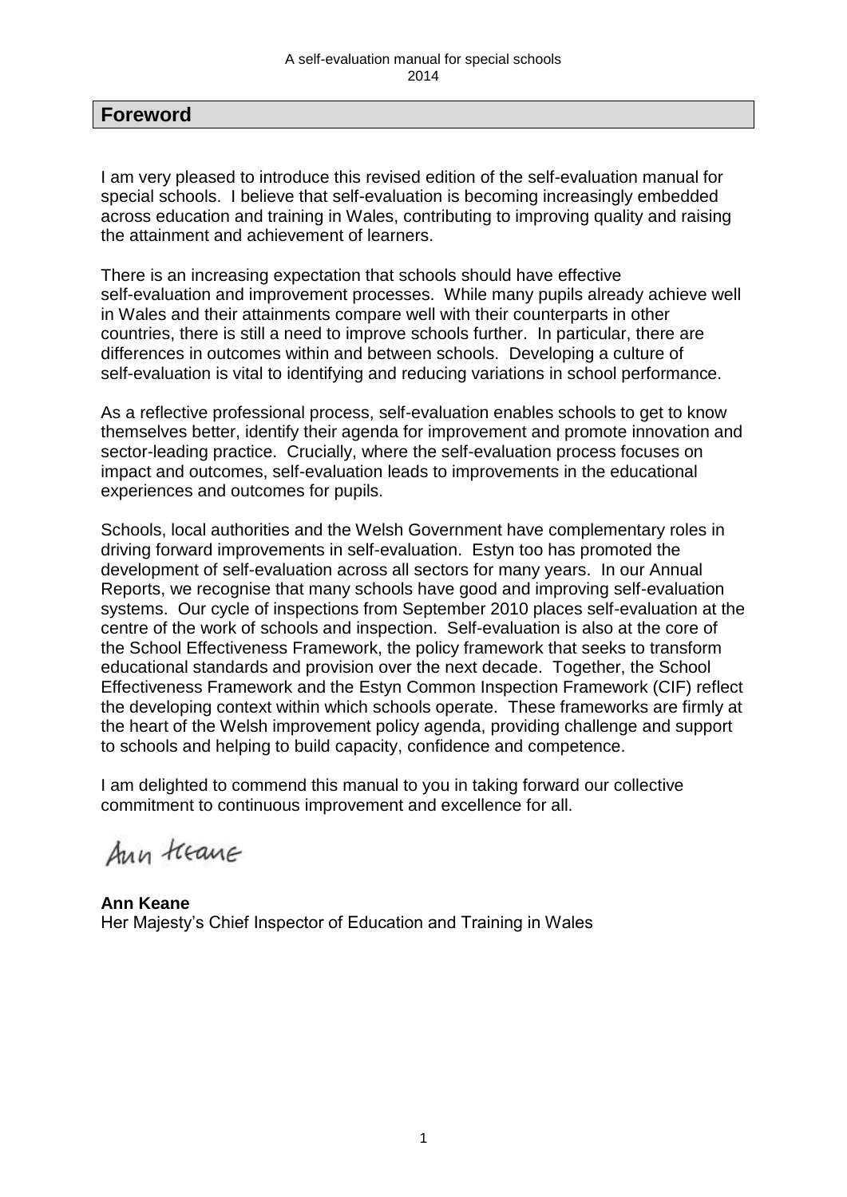## Foreword

I am very pleased to introduce this revised edition of the self-evaluation manual for special schools. I believe that self-evaluation is becoming increasingly embedded across education and training in Wales, contributing to improving quality and raising the attainment and achievement of learners.

There is an increasing expectation that schools should have effective self-evaluation and improvement processes. While many pupils already achieve well in Wales and their attainments compare well with their counterparts in other countries, there is still a need to improve schools further. In particular, there are differences in outcomes within and between schools. Developing a culture of self-evaluation is vital to identifying and reducing variations in school performance.

As a reflective professional process, self-evaluation enables schools to get to know themselves better, identify their agenda for improvement and promote innovation and sector-leading practice. Crucially, where the self-evaluation process focuses on impact and outcomes, self-evaluation leads to improvements in the educational experiences and outcomes for pupils.

Schools, local authorities and the Welsh Government have complementary roles in driving forward improvements in self-evaluation. Estyn too has promoted the development of self-evaluation across all sectors for many years. In our Annual Reports, we recognise that many schools have good and improving self-evaluation systems. Our cycle of inspections from September 2010 places self-evaluation at the centre of the work of schools and inspection. Self-evaluation is also at the core of the School Effectiveness Framework, the policy framework that seeks to transform educational standards and provision over the next decade. Together, the School Effectiveness Framework and the Estyn Common Inspection Framework (CIF) reflect the developing context within which schools operate. These frameworks are firmly at the heart of the Welsh improvement policy agenda, providing challenge and support to schools and helping to build capacity, confidence and competence.

I am delighted to commend this manual to you in taking forward our collective commitment to continuous improvement and excellence for all.

Ann Keane

**Ann Keane**
Her Majesty's Chief Inspector of Education and Training in Wales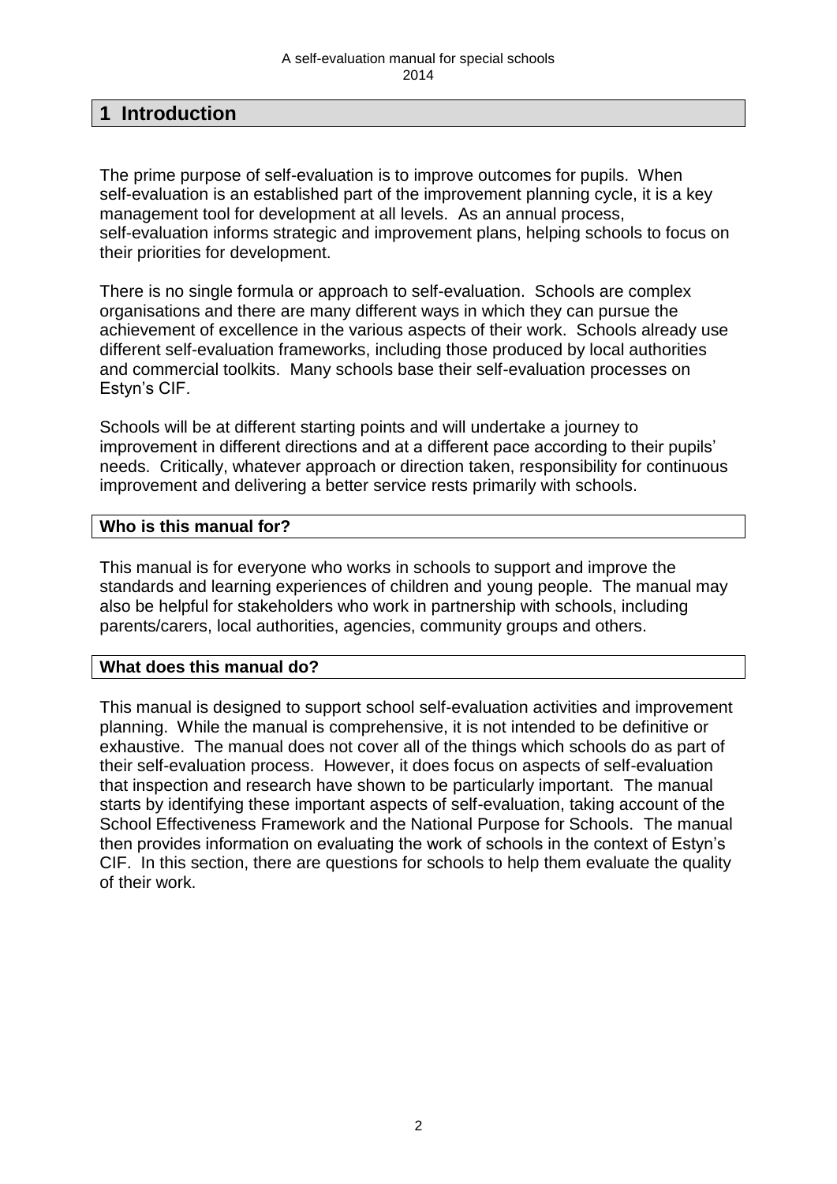# 1 Introduction

The prime purpose of self-evaluation is to improve outcomes for pupils. When self-evaluation is an established part of the improvement planning cycle, it is a key management tool for development at all levels. As an annual process, self-evaluation informs strategic and improvement plans, helping schools to focus on their priorities for development.

There is no single formula or approach to self-evaluation. Schools are complex organisations and there are many different ways in which they can pursue the achievement of excellence in the various aspects of their work. Schools already use different self-evaluation frameworks, including those produced by local authorities and commercial toolkits. Many schools base their self-evaluation processes on Estyn's CIF.

Schools will be at different starting points and will undertake a journey to improvement in different directions and at a different pace according to their pupils' needs. Critically, whatever approach or direction taken, responsibility for continuous improvement and delivering a better service rests primarily with schools.

## Who is this manual for?

This manual is for everyone who works in schools to support and improve the standards and learning experiences of children and young people. The manual may also be helpful for stakeholders who work in partnership with schools, including parents/carers, local authorities, agencies, community groups and others.

## What does this manual do?

This manual is designed to support school self-evaluation activities and improvement planning. While the manual is comprehensive, it is not intended to be definitive or exhaustive. The manual does not cover all of the things which schools do as part of their self-evaluation process. However, it does focus on aspects of self-evaluation that inspection and research have shown to be particularly important. The manual starts by identifying these important aspects of self-evaluation, taking account of the School Effectiveness Framework and the National Purpose for Schools. The manual then provides information on evaluating the work of schools in the context of Estyn's CIF. In this section, there are questions for schools to help them evaluate the quality of their work.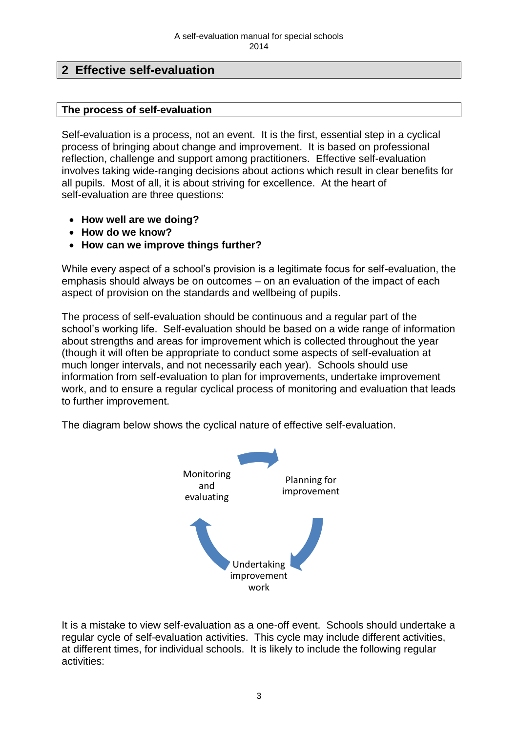## 2 Effective self-evaluation

### The process of self-evaluation

Self-evaluation is a process, not an event. It is the first, essential step in a cyclical process of bringing about change and improvement. It is based on professional reflection, challenge and support among practitioners. Effective self-evaluation involves taking wide-ranging decisions about actions which result in clear benefits for all pupils. Most of all, it is about striving for excellence. At the heart of self-evaluation are three questions:

- **How well are we doing?**
- **How do we know?**
- **How can we improve things further?**

While every aspect of a school's provision is a legitimate focus for self-evaluation, the emphasis should always be on outcomes – on an evaluation of the impact of each aspect of provision on the standards and wellbeing of pupils.

The process of self-evaluation should be continuous and a regular part of the school's working life. Self-evaluation should be based on a wide range of information about strengths and areas for improvement which is collected throughout the year (though it will often be appropriate to conduct some aspects of self-evaluation at much longer intervals, and not necessarily each year). Schools should use information from self-evaluation to plan for improvements, undertake improvement work, and to ensure a regular cyclical process of monitoring and evaluation that leads to further improvement.

The diagram below shows the cyclical nature of effective self-evaluation.

Monitoring and evaluating → Planning for improvement → Undertaking improvement work → Monitoring and evaluating

It is a mistake to view self-evaluation as a one-off event. Schools should undertake a regular cycle of self-evaluation activities. This cycle may include different activities, at different times, for individual schools. It is likely to include the following regular activities: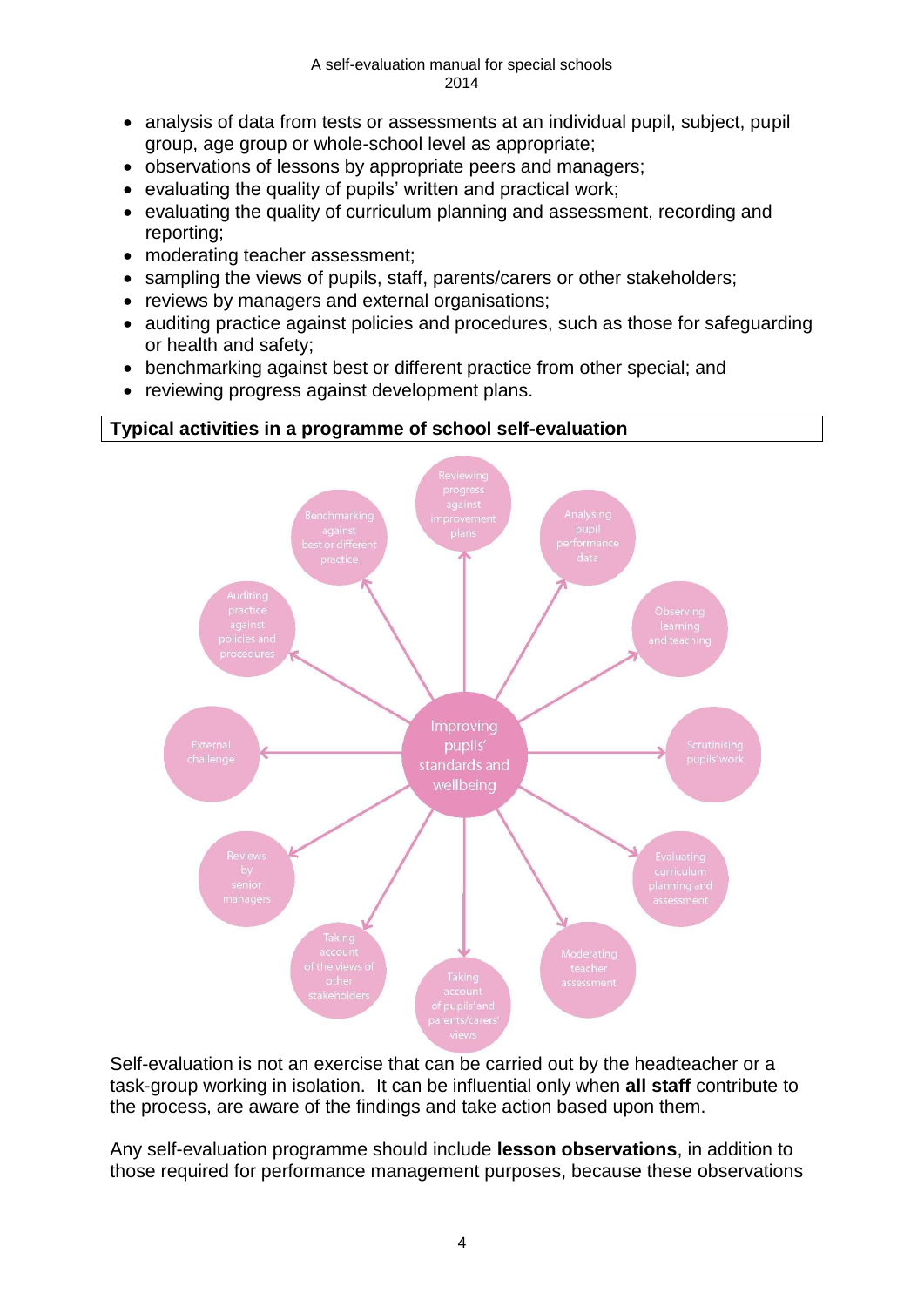- analysis of data from tests or assessments at an individual pupil, subject, pupil group, age group or whole-school level as appropriate;
- observations of lessons by appropriate peers and managers;
- evaluating the quality of pupils' written and practical work;
- evaluating the quality of curriculum planning and assessment, recording and reporting;
- moderating teacher assessment;
- sampling the views of pupils, staff, parents/carers or other stakeholders;
- reviews by managers and external organisations;
- auditing practice against policies and procedures, such as those for safeguarding or health and safety;
- benchmarking against best or different practice from other special; and
- reviewing progress against development plans.

**Typical activities in a programme of school self-evaluation**

Improving pupils' standards and wellbeing

- Reviewing progress against improvement plans
- Analysing pupil performance data
- Observing learning and teaching
- Scrutinising pupils' work
- Evaluating curriculum planning and assessment
- Moderating teacher assessment
- Taking account of pupils' and parents/carers' views
- Taking account of the views of other stakeholders
- Reviews by senior managers
- External challenge
- Auditing practice against policies and procedures
- Benchmarking against best or different practice

Self-evaluation is not an exercise that can be carried out by the headteacher or a task-group working in isolation. It can be influential only when **all staff** contribute to the process, are aware of the findings and take action based upon them.

Any self-evaluation programme should include **lesson observations**, in addition to those required for performance management purposes, because these observations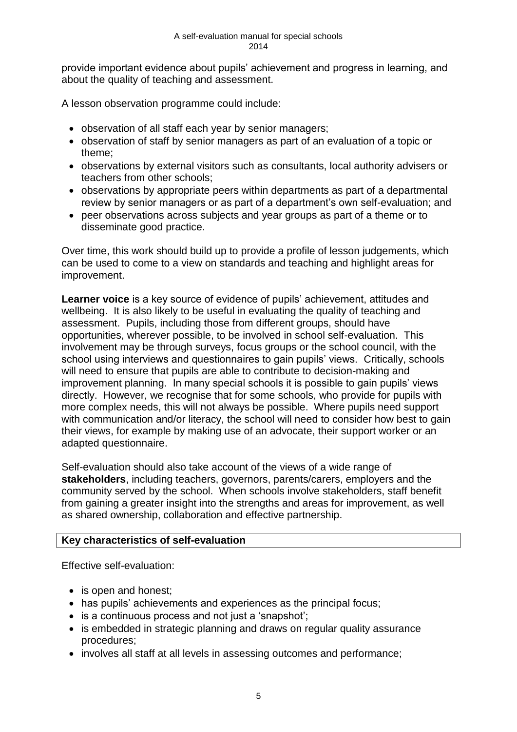provide important evidence about pupils' achievement and progress in learning, and about the quality of teaching and assessment.

A lesson observation programme could include:

- observation of all staff each year by senior managers;
- observation of staff by senior managers as part of an evaluation of a topic or theme;
- observations by external visitors such as consultants, local authority advisers or teachers from other schools;
- observations by appropriate peers within departments as part of a departmental review by senior managers or as part of a department's own self-evaluation; and
- peer observations across subjects and year groups as part of a theme or to disseminate good practice.

Over time, this work should build up to provide a profile of lesson judgements, which can be used to come to a view on standards and teaching and highlight areas for improvement.

**Learner voice** is a key source of evidence of pupils' achievement, attitudes and wellbeing. It is also likely to be useful in evaluating the quality of teaching and assessment. Pupils, including those from different groups, should have opportunities, wherever possible, to be involved in school self-evaluation. This involvement may be through surveys, focus groups or the school council, with the school using interviews and questionnaires to gain pupils' views. Critically, schools will need to ensure that pupils are able to contribute to decision-making and improvement planning. In many special schools it is possible to gain pupils' views directly. However, we recognise that for some schools, who provide for pupils with more complex needs, this will not always be possible. Where pupils need support with communication and/or literacy, the school will need to consider how best to gain their views, for example by making use of an advocate, their support worker or an adapted questionnaire.

Self-evaluation should also take account of the views of a wide range of **stakeholders**, including teachers, governors, parents/carers, employers and the community served by the school. When schools involve stakeholders, staff benefit from gaining a greater insight into the strengths and areas for improvement, as well as shared ownership, collaboration and effective partnership.

## Key characteristics of self-evaluation

Effective self-evaluation:

- is open and honest;
- has pupils' achievements and experiences as the principal focus;
- is a continuous process and not just a 'snapshot';
- is embedded in strategic planning and draws on regular quality assurance procedures;
- involves all staff at all levels in assessing outcomes and performance;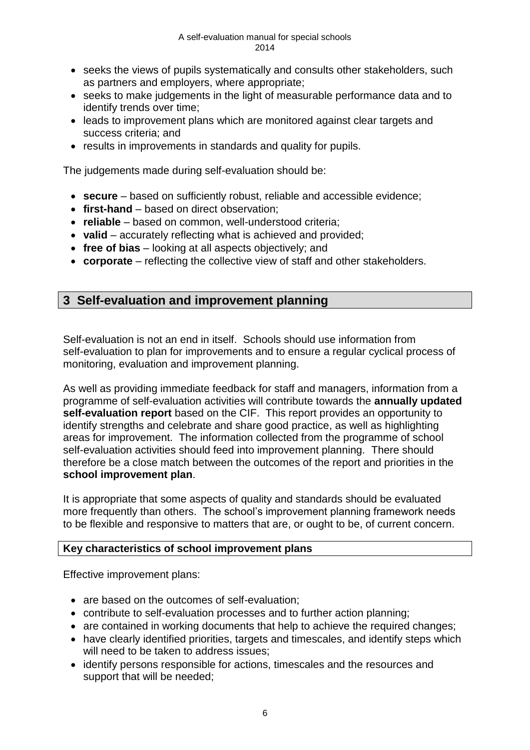- seeks the views of pupils systematically and consults other stakeholders, such as partners and employers, where appropriate;
- seeks to make judgements in the light of measurable performance data and to identify trends over time;
- leads to improvement plans which are monitored against clear targets and success criteria; and
- results in improvements in standards and quality for pupils.

The judgements made during self-evaluation should be:

- **secure** – based on sufficiently robust, reliable and accessible evidence;
- **first-hand** – based on direct observation;
- **reliable** – based on common, well-understood criteria;
- **valid** – accurately reflecting what is achieved and provided;
- **free of bias** – looking at all aspects objectively; and
- **corporate** – reflecting the collective view of staff and other stakeholders.

## 3 Self-evaluation and improvement planning

Self-evaluation is not an end in itself. Schools should use information from self-evaluation to plan for improvements and to ensure a regular cyclical process of monitoring, evaluation and improvement planning.

As well as providing immediate feedback for staff and managers, information from a programme of self-evaluation activities will contribute towards the **annually updated self-evaluation report** based on the CIF. This report provides an opportunity to identify strengths and celebrate and share good practice, as well as highlighting areas for improvement. The information collected from the programme of school self-evaluation activities should feed into improvement planning. There should therefore be a close match between the outcomes of the report and priorities in the **school improvement plan**.

It is appropriate that some aspects of quality and standards should be evaluated more frequently than others. The school's improvement planning framework needs to be flexible and responsive to matters that are, or ought to be, of current concern.

### Key characteristics of school improvement plans

Effective improvement plans:

- are based on the outcomes of self-evaluation;
- contribute to self-evaluation processes and to further action planning;
- are contained in working documents that help to achieve the required changes;
- have clearly identified priorities, targets and timescales, and identify steps which will need to be taken to address issues;
- identify persons responsible for actions, timescales and the resources and support that will be needed;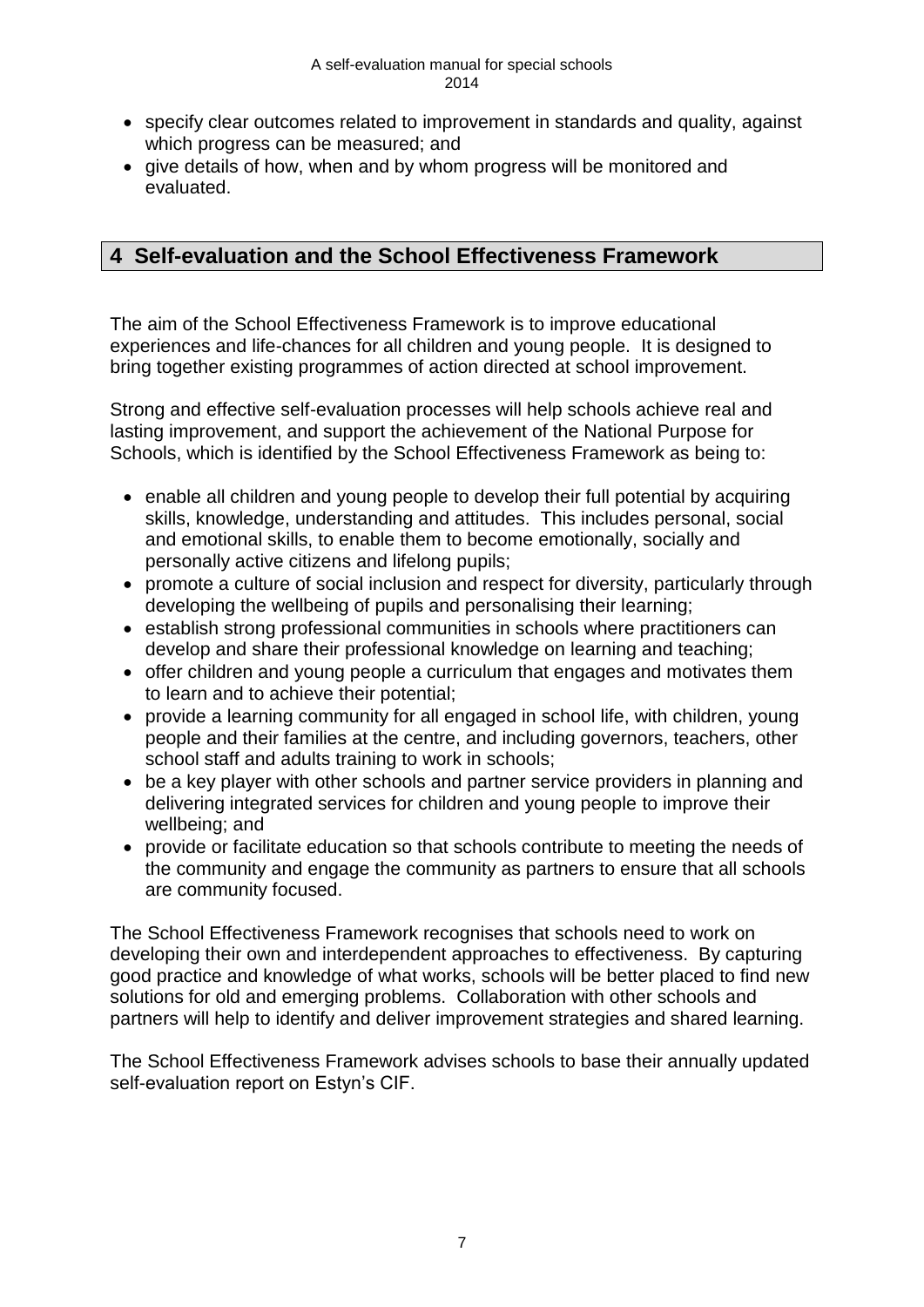- specify clear outcomes related to improvement in standards and quality, against which progress can be measured; and
- give details of how, when and by whom progress will be monitored and evaluated.

## 4 Self-evaluation and the School Effectiveness Framework

The aim of the School Effectiveness Framework is to improve educational experiences and life-chances for all children and young people. It is designed to bring together existing programmes of action directed at school improvement.

Strong and effective self-evaluation processes will help schools achieve real and lasting improvement, and support the achievement of the National Purpose for Schools, which is identified by the School Effectiveness Framework as being to:

- enable all children and young people to develop their full potential by acquiring skills, knowledge, understanding and attitudes. This includes personal, social and emotional skills, to enable them to become emotionally, socially and personally active citizens and lifelong pupils;
- promote a culture of social inclusion and respect for diversity, particularly through developing the wellbeing of pupils and personalising their learning;
- establish strong professional communities in schools where practitioners can develop and share their professional knowledge on learning and teaching;
- offer children and young people a curriculum that engages and motivates them to learn and to achieve their potential;
- provide a learning community for all engaged in school life, with children, young people and their families at the centre, and including governors, teachers, other school staff and adults training to work in schools;
- be a key player with other schools and partner service providers in planning and delivering integrated services for children and young people to improve their wellbeing; and
- provide or facilitate education so that schools contribute to meeting the needs of the community and engage the community as partners to ensure that all schools are community focused.

The School Effectiveness Framework recognises that schools need to work on developing their own and interdependent approaches to effectiveness. By capturing good practice and knowledge of what works, schools will be better placed to find new solutions for old and emerging problems. Collaboration with other schools and partners will help to identify and deliver improvement strategies and shared learning.

The School Effectiveness Framework advises schools to base their annually updated self-evaluation report on Estyn's CIF.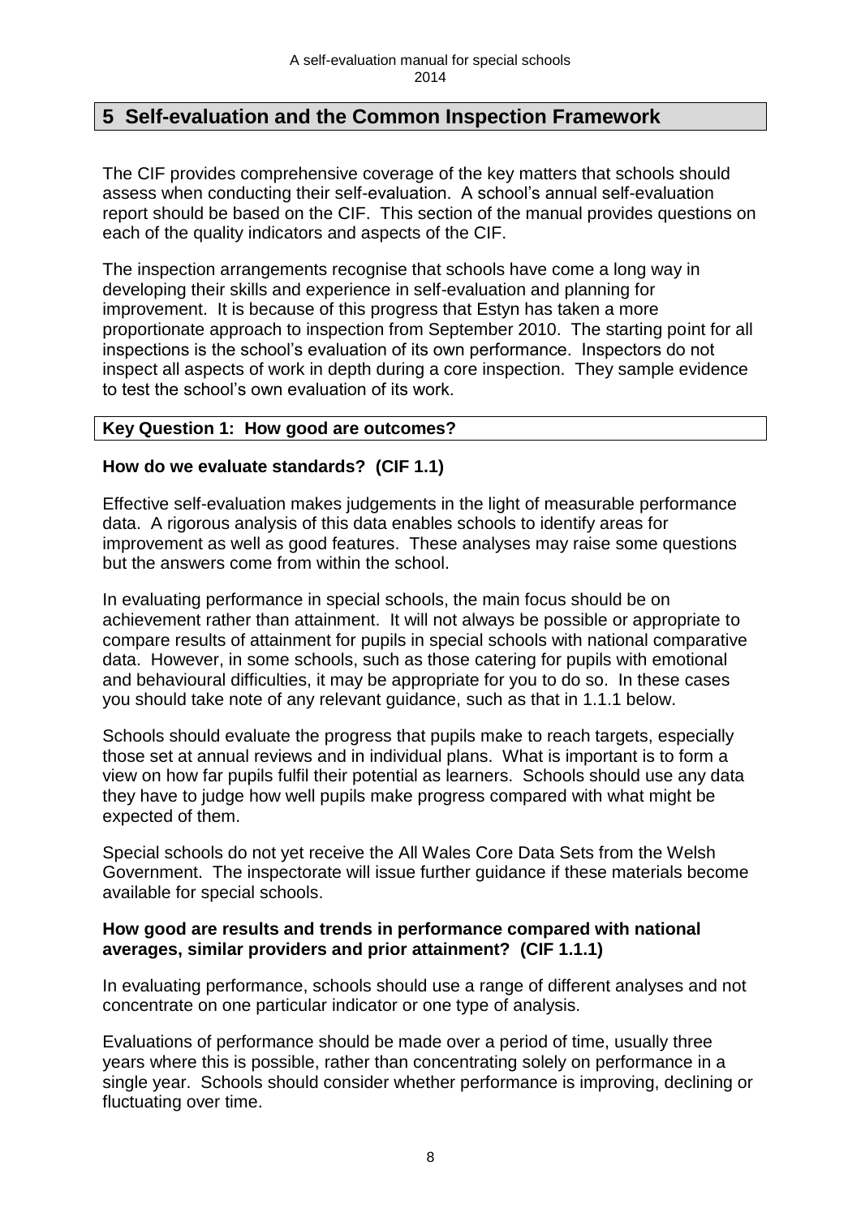## 5 Self-evaluation and the Common Inspection Framework

The CIF provides comprehensive coverage of the key matters that schools should assess when conducting their self-evaluation. A school's annual self-evaluation report should be based on the CIF. This section of the manual provides questions on each of the quality indicators and aspects of the CIF.

The inspection arrangements recognise that schools have come a long way in developing their skills and experience in self-evaluation and planning for improvement. It is because of this progress that Estyn has taken a more proportionate approach to inspection from September 2010. The starting point for all inspections is the school's evaluation of its own performance. Inspectors do not inspect all aspects of work in depth during a core inspection. They sample evidence to test the school's own evaluation of its work.

### Key Question 1: How good are outcomes?

#### How do we evaluate standards? (CIF 1.1)

Effective self-evaluation makes judgements in the light of measurable performance data. A rigorous analysis of this data enables schools to identify areas for improvement as well as good features. These analyses may raise some questions but the answers come from within the school.

In evaluating performance in special schools, the main focus should be on achievement rather than attainment. It will not always be possible or appropriate to compare results of attainment for pupils in special schools with national comparative data. However, in some schools, such as those catering for pupils with emotional and behavioural difficulties, it may be appropriate for you to do so. In these cases you should take note of any relevant guidance, such as that in 1.1.1 below.

Schools should evaluate the progress that pupils make to reach targets, especially those set at annual reviews and in individual plans. What is important is to form a view on how far pupils fulfil their potential as learners. Schools should use any data they have to judge how well pupils make progress compared with what might be expected of them.

Special schools do not yet receive the All Wales Core Data Sets from the Welsh Government. The inspectorate will issue further guidance if these materials become available for special schools.

#### How good are results and trends in performance compared with national averages, similar providers and prior attainment? (CIF 1.1.1)

In evaluating performance, schools should use a range of different analyses and not concentrate on one particular indicator or one type of analysis.

Evaluations of performance should be made over a period of time, usually three years where this is possible, rather than concentrating solely on performance in a single year. Schools should consider whether performance is improving, declining or fluctuating over time.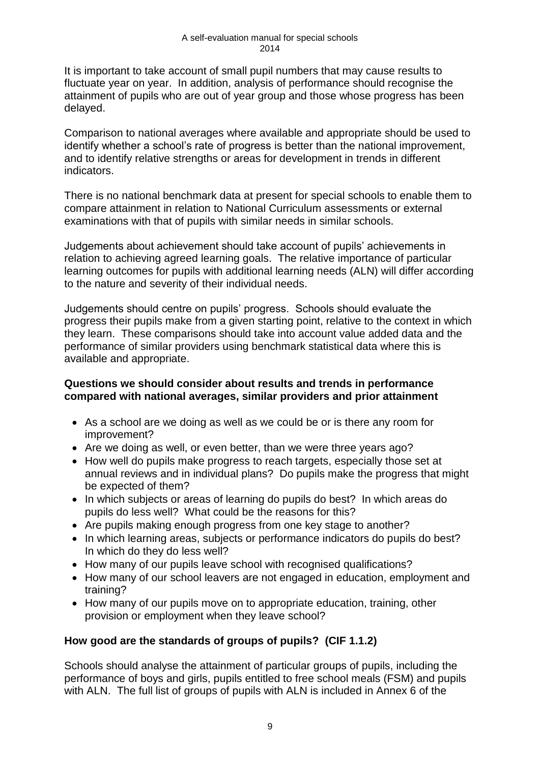It is important to take account of small pupil numbers that may cause results to fluctuate year on year. In addition, analysis of performance should recognise the attainment of pupils who are out of year group and those whose progress has been delayed.

Comparison to national averages where available and appropriate should be used to identify whether a school's rate of progress is better than the national improvement, and to identify relative strengths or areas for development in trends in different indicators.

There is no national benchmark data at present for special schools to enable them to compare attainment in relation to National Curriculum assessments or external examinations with that of pupils with similar needs in similar schools.

Judgements about achievement should take account of pupils' achievements in relation to achieving agreed learning goals. The relative importance of particular learning outcomes for pupils with additional learning needs (ALN) will differ according to the nature and severity of their individual needs.

Judgements should centre on pupils' progress. Schools should evaluate the progress their pupils make from a given starting point, relative to the context in which they learn. These comparisons should take into account value added data and the performance of similar providers using benchmark statistical data where this is available and appropriate.

**Questions we should consider about results and trends in performance compared with national averages, similar providers and prior attainment**

- As a school are we doing as well as we could be or is there any room for improvement?
- Are we doing as well, or even better, than we were three years ago?
- How well do pupils make progress to reach targets, especially those set at annual reviews and in individual plans? Do pupils make the progress that might be expected of them?
- In which subjects or areas of learning do pupils do best? In which areas do pupils do less well? What could be the reasons for this?
- Are pupils making enough progress from one key stage to another?
- In which learning areas, subjects or performance indicators do pupils do best? In which do they do less well?
- How many of our pupils leave school with recognised qualifications?
- How many of our school leavers are not engaged in education, employment and training?
- How many of our pupils move on to appropriate education, training, other provision or employment when they leave school?

## How good are the standards of groups of pupils? (CIF 1.1.2)

Schools should analyse the attainment of particular groups of pupils, including the performance of boys and girls, pupils entitled to free school meals (FSM) and pupils with ALN. The full list of groups of pupils with ALN is included in Annex 6 of the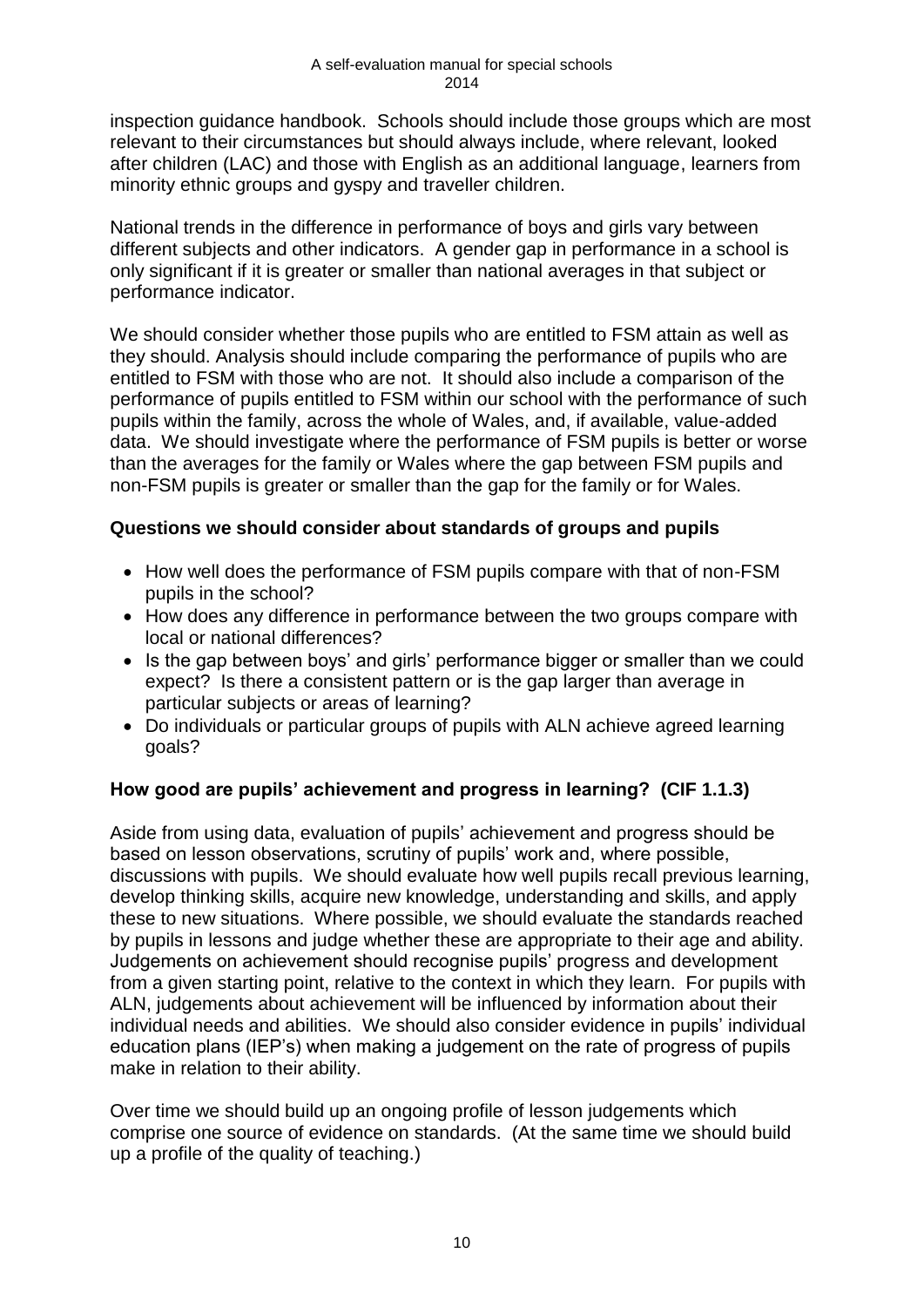inspection guidance handbook. Schools should include those groups which are most relevant to their circumstances but should always include, where relevant, looked after children (LAC) and those with English as an additional language, learners from minority ethnic groups and gyspy and traveller children.

National trends in the difference in performance of boys and girls vary between different subjects and other indicators. A gender gap in performance in a school is only significant if it is greater or smaller than national averages in that subject or performance indicator.

We should consider whether those pupils who are entitled to FSM attain as well as they should. Analysis should include comparing the performance of pupils who are entitled to FSM with those who are not. It should also include a comparison of the performance of pupils entitled to FSM within our school with the performance of such pupils within the family, across the whole of Wales, and, if available, value-added data. We should investigate where the performance of FSM pupils is better or worse than the averages for the family or Wales where the gap between FSM pupils and non-FSM pupils is greater or smaller than the gap for the family or for Wales.

**Questions we should consider about standards of groups and pupils**

- How well does the performance of FSM pupils compare with that of non-FSM pupils in the school?
- How does any difference in performance between the two groups compare with local or national differences?
- Is the gap between boys' and girls' performance bigger or smaller than we could expect? Is there a consistent pattern or is the gap larger than average in particular subjects or areas of learning?
- Do individuals or particular groups of pupils with ALN achieve agreed learning goals?

**How good are pupils' achievement and progress in learning? (CIF 1.1.3)**

Aside from using data, evaluation of pupils' achievement and progress should be based on lesson observations, scrutiny of pupils' work and, where possible, discussions with pupils. We should evaluate how well pupils recall previous learning, develop thinking skills, acquire new knowledge, understanding and skills, and apply these to new situations. Where possible, we should evaluate the standards reached by pupils in lessons and judge whether these are appropriate to their age and ability. Judgements on achievement should recognise pupils' progress and development from a given starting point, relative to the context in which they learn. For pupils with ALN, judgements about achievement will be influenced by information about their individual needs and abilities. We should also consider evidence in pupils' individual education plans (IEP's) when making a judgement on the rate of progress of pupils make in relation to their ability.

Over time we should build up an ongoing profile of lesson judgements which comprise one source of evidence on standards. (At the same time we should build up a profile of the quality of teaching.)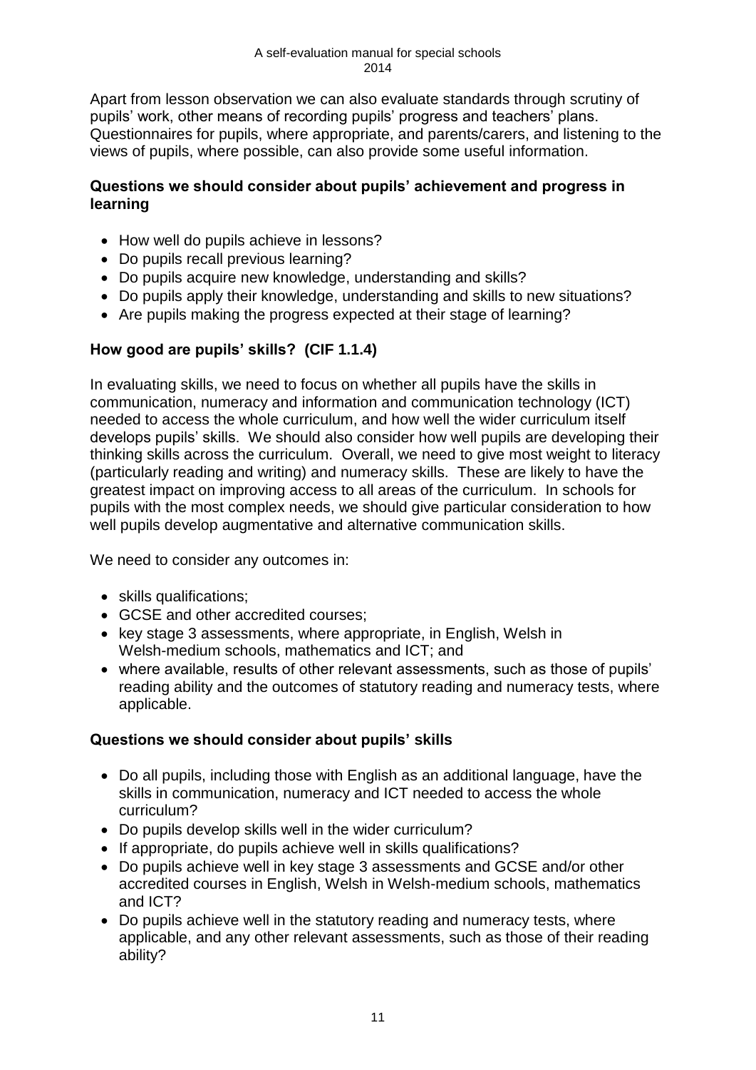Apart from lesson observation we can also evaluate standards through scrutiny of pupils' work, other means of recording pupils' progress and teachers' plans. Questionnaires for pupils, where appropriate, and parents/carers, and listening to the views of pupils, where possible, can also provide some useful information.

**Questions we should consider about pupils' achievement and progress in learning**

- How well do pupils achieve in lessons?
- Do pupils recall previous learning?
- Do pupils acquire new knowledge, understanding and skills?
- Do pupils apply their knowledge, understanding and skills to new situations?
- Are pupils making the progress expected at their stage of learning?

**How good are pupils' skills? (CIF 1.1.4)**

In evaluating skills, we need to focus on whether all pupils have the skills in communication, numeracy and information and communication technology (ICT) needed to access the whole curriculum, and how well the wider curriculum itself develops pupils' skills. We should also consider how well pupils are developing their thinking skills across the curriculum. Overall, we need to give most weight to literacy (particularly reading and writing) and numeracy skills. These are likely to have the greatest impact on improving access to all areas of the curriculum. In schools for pupils with the most complex needs, we should give particular consideration to how well pupils develop augmentative and alternative communication skills.

We need to consider any outcomes in:

- skills qualifications;
- GCSE and other accredited courses;
- key stage 3 assessments, where appropriate, in English, Welsh in Welsh-medium schools, mathematics and ICT; and
- where available, results of other relevant assessments, such as those of pupils' reading ability and the outcomes of statutory reading and numeracy tests, where applicable.

**Questions we should consider about pupils' skills**

- Do all pupils, including those with English as an additional language, have the skills in communication, numeracy and ICT needed to access the whole curriculum?
- Do pupils develop skills well in the wider curriculum?
- If appropriate, do pupils achieve well in skills qualifications?
- Do pupils achieve well in key stage 3 assessments and GCSE and/or other accredited courses in English, Welsh in Welsh-medium schools, mathematics and ICT?
- Do pupils achieve well in the statutory reading and numeracy tests, where applicable, and any other relevant assessments, such as those of their reading ability?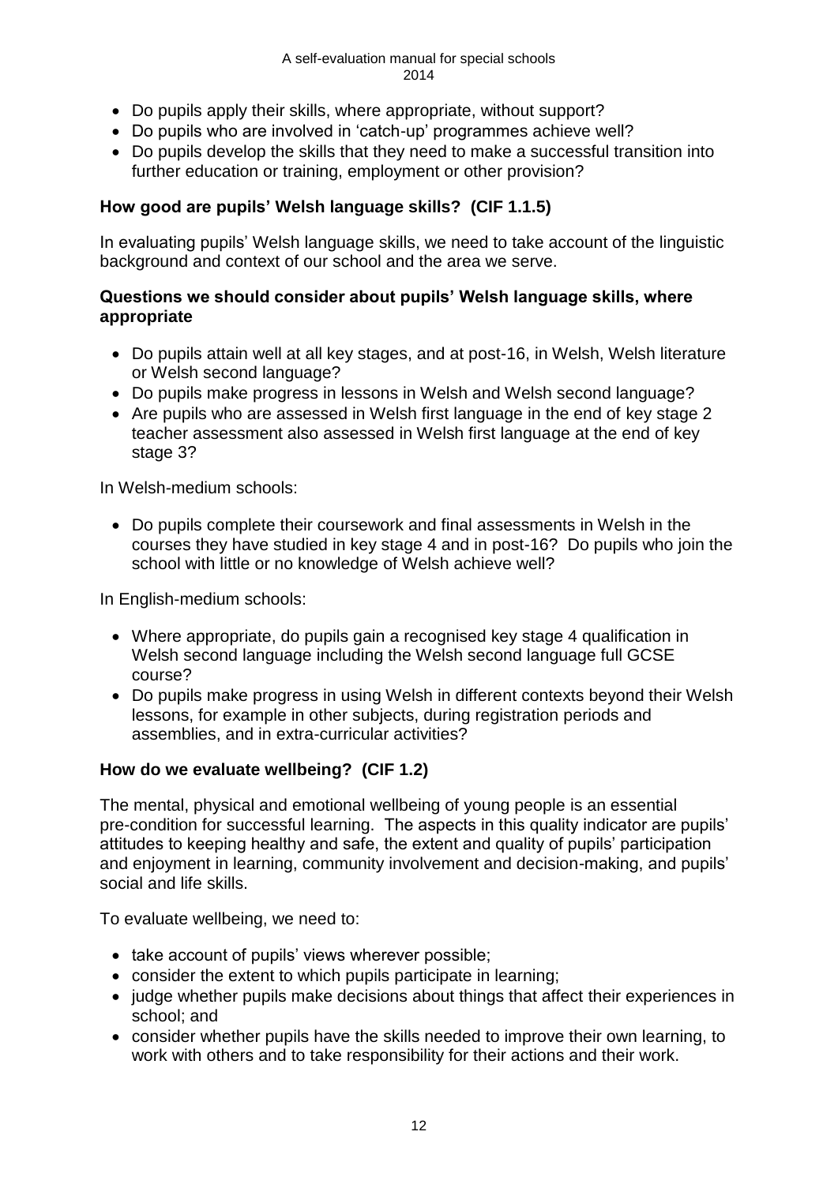- Do pupils apply their skills, where appropriate, without support?
- Do pupils who are involved in 'catch-up' programmes achieve well?
- Do pupils develop the skills that they need to make a successful transition into further education or training, employment or other provision?

**How good are pupils' Welsh language skills? (CIF 1.1.5)**

In evaluating pupils' Welsh language skills, we need to take account of the linguistic background and context of our school and the area we serve.

**Questions we should consider about pupils' Welsh language skills, where appropriate**

- Do pupils attain well at all key stages, and at post-16, in Welsh, Welsh literature or Welsh second language?
- Do pupils make progress in lessons in Welsh and Welsh second language?
- Are pupils who are assessed in Welsh first language in the end of key stage 2 teacher assessment also assessed in Welsh first language at the end of key stage 3?

In Welsh-medium schools:

- Do pupils complete their coursework and final assessments in Welsh in the courses they have studied in key stage 4 and in post-16? Do pupils who join the school with little or no knowledge of Welsh achieve well?

In English-medium schools:

- Where appropriate, do pupils gain a recognised key stage 4 qualification in Welsh second language including the Welsh second language full GCSE course?
- Do pupils make progress in using Welsh in different contexts beyond their Welsh lessons, for example in other subjects, during registration periods and assemblies, and in extra-curricular activities?

**How do we evaluate wellbeing? (CIF 1.2)**

The mental, physical and emotional wellbeing of young people is an essential pre-condition for successful learning. The aspects in this quality indicator are pupils' attitudes to keeping healthy and safe, the extent and quality of pupils' participation and enjoyment in learning, community involvement and decision-making, and pupils' social and life skills.

To evaluate wellbeing, we need to:

- take account of pupils' views wherever possible;
- consider the extent to which pupils participate in learning;
- judge whether pupils make decisions about things that affect their experiences in school; and
- consider whether pupils have the skills needed to improve their own learning, to work with others and to take responsibility for their actions and their work.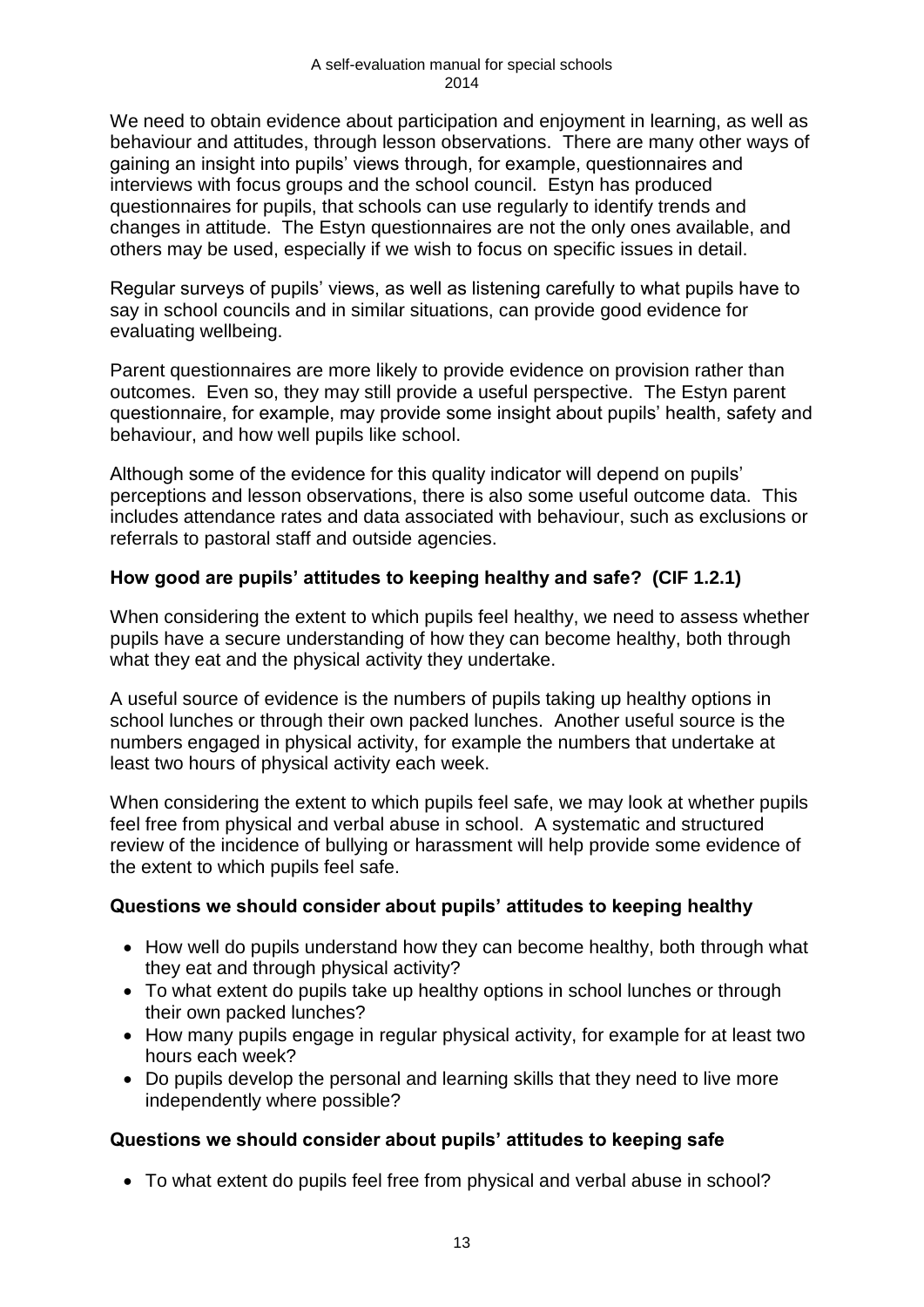We need to obtain evidence about participation and enjoyment in learning, as well as behaviour and attitudes, through lesson observations. There are many other ways of gaining an insight into pupils' views through, for example, questionnaires and interviews with focus groups and the school council. Estyn has produced questionnaires for pupils, that schools can use regularly to identify trends and changes in attitude. The Estyn questionnaires are not the only ones available, and others may be used, especially if we wish to focus on specific issues in detail.

Regular surveys of pupils' views, as well as listening carefully to what pupils have to say in school councils and in similar situations, can provide good evidence for evaluating wellbeing.

Parent questionnaires are more likely to provide evidence on provision rather than outcomes. Even so, they may still provide a useful perspective. The Estyn parent questionnaire, for example, may provide some insight about pupils' health, safety and behaviour, and how well pupils like school.

Although some of the evidence for this quality indicator will depend on pupils' perceptions and lesson observations, there is also some useful outcome data. This includes attendance rates and data associated with behaviour, such as exclusions or referrals to pastoral staff and outside agencies.

### How good are pupils' attitudes to keeping healthy and safe? (CIF 1.2.1)

When considering the extent to which pupils feel healthy, we need to assess whether pupils have a secure understanding of how they can become healthy, both through what they eat and the physical activity they undertake.

A useful source of evidence is the numbers of pupils taking up healthy options in school lunches or through their own packed lunches. Another useful source is the numbers engaged in physical activity, for example the numbers that undertake at least two hours of physical activity each week.

When considering the extent to which pupils feel safe, we may look at whether pupils feel free from physical and verbal abuse in school. A systematic and structured review of the incidence of bullying or harassment will help provide some evidence of the extent to which pupils feel safe.

### Questions we should consider about pupils' attitudes to keeping healthy

- How well do pupils understand how they can become healthy, both through what they eat and through physical activity?
- To what extent do pupils take up healthy options in school lunches or through their own packed lunches?
- How many pupils engage in regular physical activity, for example for at least two hours each week?
- Do pupils develop the personal and learning skills that they need to live more independently where possible?

### Questions we should consider about pupils' attitudes to keeping safe

- To what extent do pupils feel free from physical and verbal abuse in school?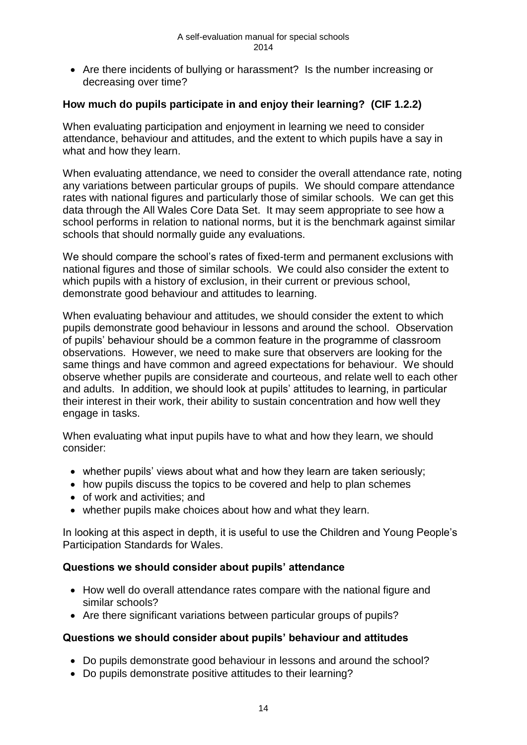- Are there incidents of bullying or harassment? Is the number increasing or decreasing over time?

### How much do pupils participate in and enjoy their learning? (CIF 1.2.2)

When evaluating participation and enjoyment in learning we need to consider attendance, behaviour and attitudes, and the extent to which pupils have a say in what and how they learn.

When evaluating attendance, we need to consider the overall attendance rate, noting any variations between particular groups of pupils. We should compare attendance rates with national figures and particularly those of similar schools. We can get this data through the All Wales Core Data Set. It may seem appropriate to see how a school performs in relation to national norms, but it is the benchmark against similar schools that should normally guide any evaluations.

We should compare the school's rates of fixed-term and permanent exclusions with national figures and those of similar schools. We could also consider the extent to which pupils with a history of exclusion, in their current or previous school, demonstrate good behaviour and attitudes to learning.

When evaluating behaviour and attitudes, we should consider the extent to which pupils demonstrate good behaviour in lessons and around the school. Observation of pupils' behaviour should be a common feature in the programme of classroom observations. However, we need to make sure that observers are looking for the same things and have common and agreed expectations for behaviour. We should observe whether pupils are considerate and courteous, and relate well to each other and adults. In addition, we should look at pupils' attitudes to learning, in particular their interest in their work, their ability to sustain concentration and how well they engage in tasks.

When evaluating what input pupils have to what and how they learn, we should consider:

- whether pupils' views about what and how they learn are taken seriously;
- how pupils discuss the topics to be covered and help to plan schemes
- of work and activities; and
- whether pupils make choices about how and what they learn.

In looking at this aspect in depth, it is useful to use the Children and Young People's Participation Standards for Wales.

### Questions we should consider about pupils' attendance

- How well do overall attendance rates compare with the national figure and similar schools?
- Are there significant variations between particular groups of pupils?

### Questions we should consider about pupils' behaviour and attitudes

- Do pupils demonstrate good behaviour in lessons and around the school?
- Do pupils demonstrate positive attitudes to their learning?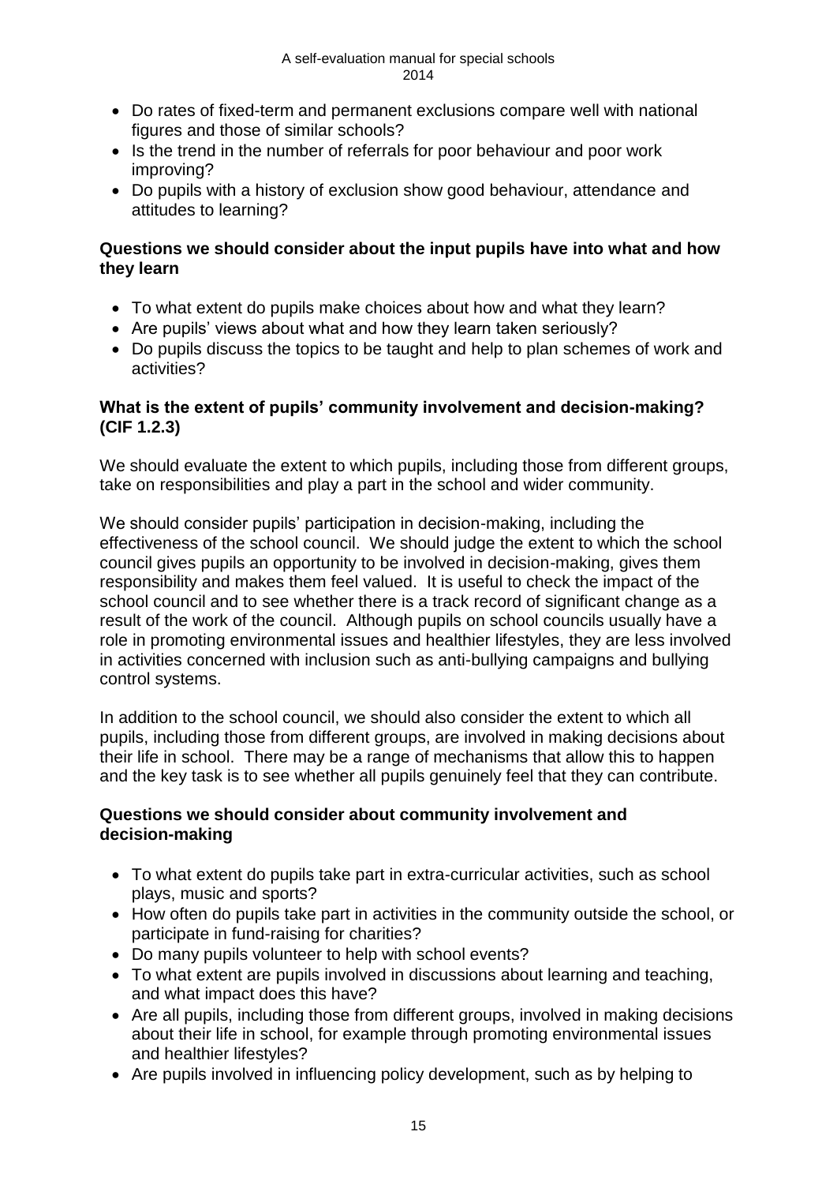- Do rates of fixed-term and permanent exclusions compare well with national figures and those of similar schools?
- Is the trend in the number of referrals for poor behaviour and poor work improving?
- Do pupils with a history of exclusion show good behaviour, attendance and attitudes to learning?

### Questions we should consider about the input pupils have into what and how they learn

- To what extent do pupils make choices about how and what they learn?
- Are pupils' views about what and how they learn taken seriously?
- Do pupils discuss the topics to be taught and help to plan schemes of work and activities?

### What is the extent of pupils' community involvement and decision-making? (CIF 1.2.3)

We should evaluate the extent to which pupils, including those from different groups, take on responsibilities and play a part in the school and wider community.

We should consider pupils' participation in decision-making, including the effectiveness of the school council. We should judge the extent to which the school council gives pupils an opportunity to be involved in decision-making, gives them responsibility and makes them feel valued. It is useful to check the impact of the school council and to see whether there is a track record of significant change as a result of the work of the council. Although pupils on school councils usually have a role in promoting environmental issues and healthier lifestyles, they are less involved in activities concerned with inclusion such as anti-bullying campaigns and bullying control systems.

In addition to the school council, we should also consider the extent to which all pupils, including those from different groups, are involved in making decisions about their life in school. There may be a range of mechanisms that allow this to happen and the key task is to see whether all pupils genuinely feel that they can contribute.

### Questions we should consider about community involvement and decision-making

- To what extent do pupils take part in extra-curricular activities, such as school plays, music and sports?
- How often do pupils take part in activities in the community outside the school, or participate in fund-raising for charities?
- Do many pupils volunteer to help with school events?
- To what extent are pupils involved in discussions about learning and teaching, and what impact does this have?
- Are all pupils, including those from different groups, involved in making decisions about their life in school, for example through promoting environmental issues and healthier lifestyles?
- Are pupils involved in influencing policy development, such as by helping to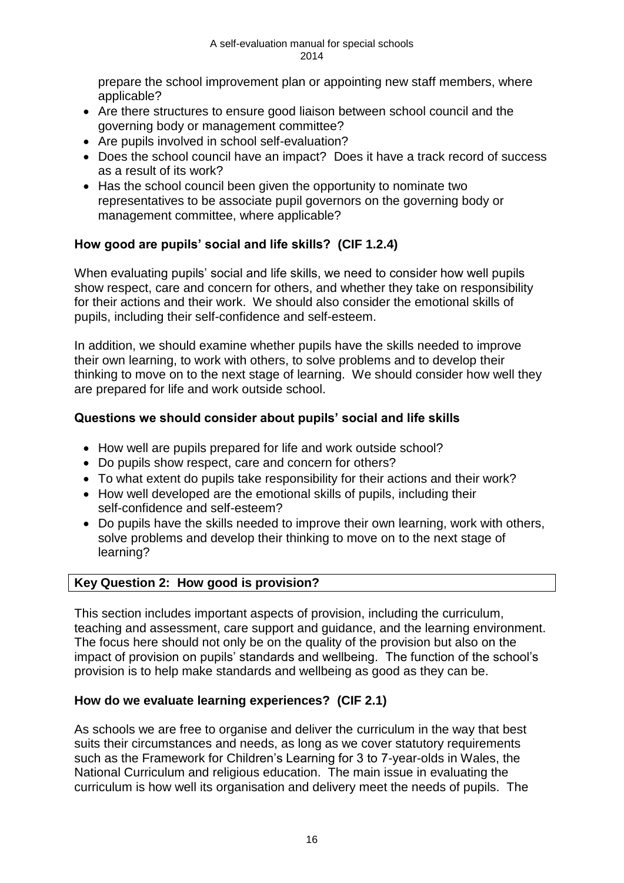prepare the school improvement plan or appointing new staff members, where applicable?
- Are there structures to ensure good liaison between school council and the governing body or management committee?
- Are pupils involved in school self-evaluation?
- Does the school council have an impact? Does it have a track record of success as a result of its work?
- Has the school council been given the opportunity to nominate two representatives to be associate pupil governors on the governing body or management committee, where applicable?

### How good are pupils' social and life skills? (CIF 1.2.4)

When evaluating pupils' social and life skills, we need to consider how well pupils show respect, care and concern for others, and whether they take on responsibility for their actions and their work. We should also consider the emotional skills of pupils, including their self-confidence and self-esteem.

In addition, we should examine whether pupils have the skills needed to improve their own learning, to work with others, to solve problems and to develop their thinking to move on to the next stage of learning. We should consider how well they are prepared for life and work outside school.

### Questions we should consider about pupils' social and life skills

- How well are pupils prepared for life and work outside school?
- Do pupils show respect, care and concern for others?
- To what extent do pupils take responsibility for their actions and their work?
- How well developed are the emotional skills of pupils, including their self-confidence and self-esteem?
- Do pupils have the skills needed to improve their own learning, work with others, solve problems and develop their thinking to move on to the next stage of learning?

## Key Question 2: How good is provision?

This section includes important aspects of provision, including the curriculum, teaching and assessment, care support and guidance, and the learning environment. The focus here should not only be on the quality of the provision but also on the impact of provision on pupils' standards and wellbeing. The function of the school's provision is to help make standards and wellbeing as good as they can be.

### How do we evaluate learning experiences? (CIF 2.1)

As schools we are free to organise and deliver the curriculum in the way that best suits their circumstances and needs, as long as we cover statutory requirements such as the Framework for Children's Learning for 3 to 7-year-olds in Wales, the National Curriculum and religious education. The main issue in evaluating the curriculum is how well its organisation and delivery meet the needs of pupils. The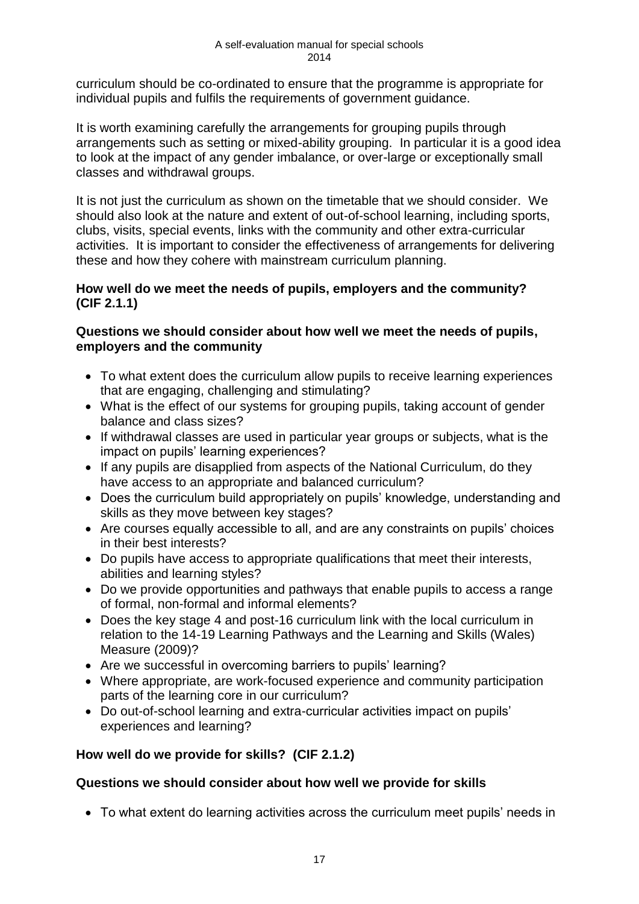curriculum should be co-ordinated to ensure that the programme is appropriate for individual pupils and fulfils the requirements of government guidance.

It is worth examining carefully the arrangements for grouping pupils through arrangements such as setting or mixed-ability grouping. In particular it is a good idea to look at the impact of any gender imbalance, or over-large or exceptionally small classes and withdrawal groups.

It is not just the curriculum as shown on the timetable that we should consider. We should also look at the nature and extent of out-of-school learning, including sports, clubs, visits, special events, links with the community and other extra-curricular activities. It is important to consider the effectiveness of arrangements for delivering these and how they cohere with mainstream curriculum planning.

**How well do we meet the needs of pupils, employers and the community? (CIF 2.1.1)**

**Questions we should consider about how well we meet the needs of pupils, employers and the community**

- To what extent does the curriculum allow pupils to receive learning experiences that are engaging, challenging and stimulating?
- What is the effect of our systems for grouping pupils, taking account of gender balance and class sizes?
- If withdrawal classes are used in particular year groups or subjects, what is the impact on pupils' learning experiences?
- If any pupils are disapplied from aspects of the National Curriculum, do they have access to an appropriate and balanced curriculum?
- Does the curriculum build appropriately on pupils' knowledge, understanding and skills as they move between key stages?
- Are courses equally accessible to all, and are any constraints on pupils' choices in their best interests?
- Do pupils have access to appropriate qualifications that meet their interests, abilities and learning styles?
- Do we provide opportunities and pathways that enable pupils to access a range of formal, non-formal and informal elements?
- Does the key stage 4 and post-16 curriculum link with the local curriculum in relation to the 14-19 Learning Pathways and the Learning and Skills (Wales) Measure (2009)?
- Are we successful in overcoming barriers to pupils' learning?
- Where appropriate, are work-focused experience and community participation parts of the learning core in our curriculum?
- Do out-of-school learning and extra-curricular activities impact on pupils' experiences and learning?

**How well do we provide for skills? (CIF 2.1.2)**

**Questions we should consider about how well we provide for skills**

- To what extent do learning activities across the curriculum meet pupils' needs in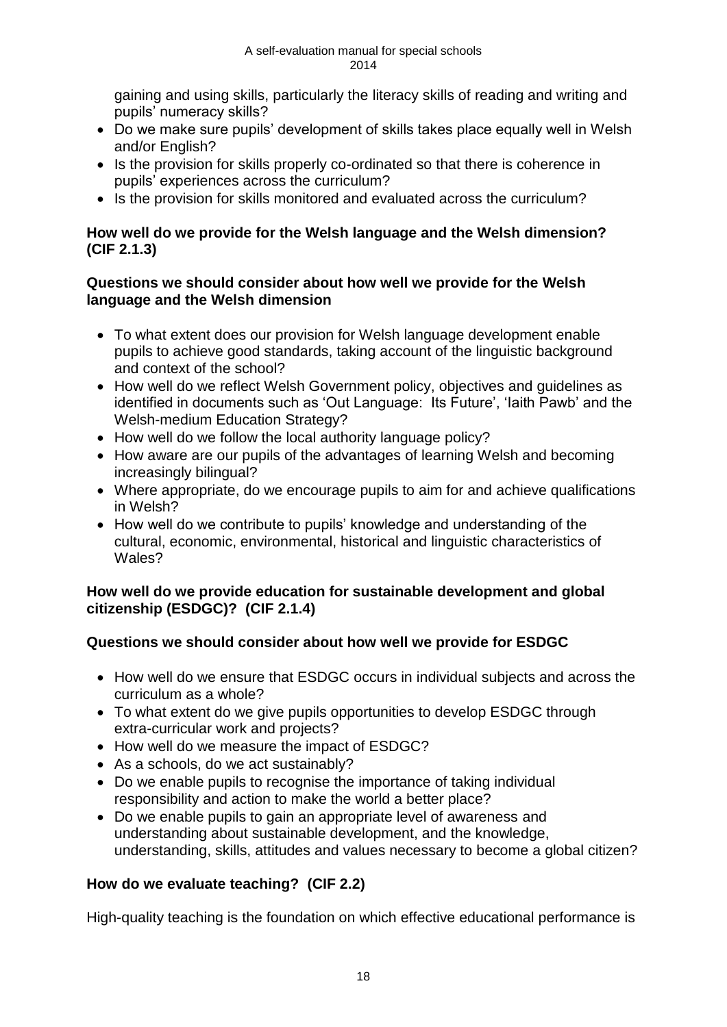gaining and using skills, particularly the literacy skills of reading and writing and pupils' numeracy skills?

- Do we make sure pupils' development of skills takes place equally well in Welsh and/or English?
- Is the provision for skills properly co-ordinated so that there is coherence in pupils' experiences across the curriculum?
- Is the provision for skills monitored and evaluated across the curriculum?

**How well do we provide for the Welsh language and the Welsh dimension? (CIF 2.1.3)**

**Questions we should consider about how well we provide for the Welsh language and the Welsh dimension**

- To what extent does our provision for Welsh language development enable pupils to achieve good standards, taking account of the linguistic background and context of the school?
- How well do we reflect Welsh Government policy, objectives and guidelines as identified in documents such as 'Out Language: Its Future', 'Iaith Pawb' and the Welsh-medium Education Strategy?
- How well do we follow the local authority language policy?
- How aware are our pupils of the advantages of learning Welsh and becoming increasingly bilingual?
- Where appropriate, do we encourage pupils to aim for and achieve qualifications in Welsh?
- How well do we contribute to pupils' knowledge and understanding of the cultural, economic, environmental, historical and linguistic characteristics of Wales?

**How well do we provide education for sustainable development and global citizenship (ESDGC)? (CIF 2.1.4)**

**Questions we should consider about how well we provide for ESDGC**

- How well do we ensure that ESDGC occurs in individual subjects and across the curriculum as a whole?
- To what extent do we give pupils opportunities to develop ESDGC through extra-curricular work and projects?
- How well do we measure the impact of ESDGC?
- As a schools, do we act sustainably?
- Do we enable pupils to recognise the importance of taking individual responsibility and action to make the world a better place?
- Do we enable pupils to gain an appropriate level of awareness and understanding about sustainable development, and the knowledge, understanding, skills, attitudes and values necessary to become a global citizen?

**How do we evaluate teaching? (CIF 2.2)**

High-quality teaching is the foundation on which effective educational performance is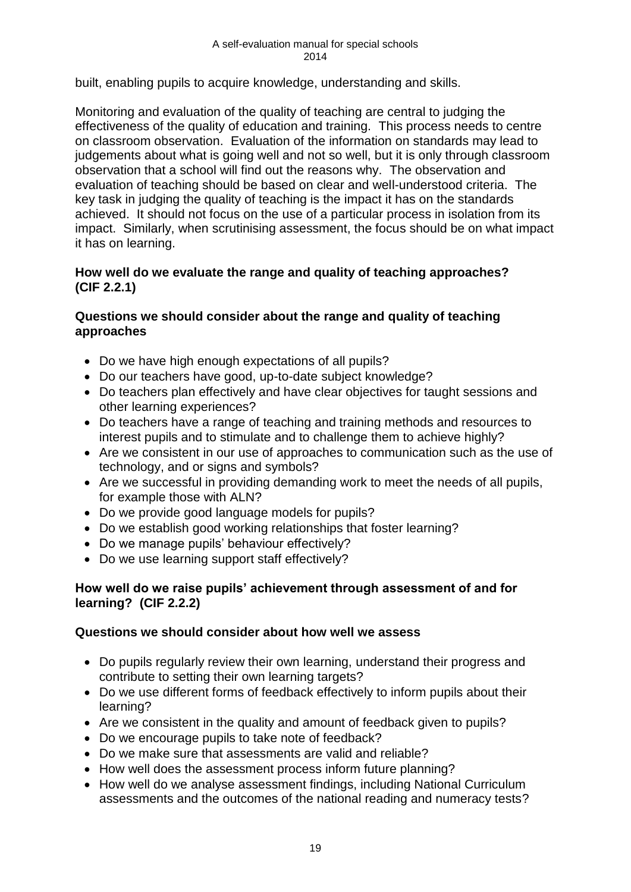built, enabling pupils to acquire knowledge, understanding and skills.

Monitoring and evaluation of the quality of teaching are central to judging the effectiveness of the quality of education and training. This process needs to centre on classroom observation. Evaluation of the information on standards may lead to judgements about what is going well and not so well, but it is only through classroom observation that a school will find out the reasons why. The observation and evaluation of teaching should be based on clear and well-understood criteria. The key task in judging the quality of teaching is the impact it has on the standards achieved. It should not focus on the use of a particular process in isolation from its impact. Similarly, when scrutinising assessment, the focus should be on what impact it has on learning.

**How well do we evaluate the range and quality of teaching approaches? (CIF 2.2.1)**

**Questions we should consider about the range and quality of teaching approaches**

- Do we have high enough expectations of all pupils?
- Do our teachers have good, up-to-date subject knowledge?
- Do teachers plan effectively and have clear objectives for taught sessions and other learning experiences?
- Do teachers have a range of teaching and training methods and resources to interest pupils and to stimulate and to challenge them to achieve highly?
- Are we consistent in our use of approaches to communication such as the use of technology, and or signs and symbols?
- Are we successful in providing demanding work to meet the needs of all pupils, for example those with ALN?
- Do we provide good language models for pupils?
- Do we establish good working relationships that foster learning?
- Do we manage pupils' behaviour effectively?
- Do we use learning support staff effectively?

**How well do we raise pupils' achievement through assessment of and for learning? (CIF 2.2.2)**

**Questions we should consider about how well we assess**

- Do pupils regularly review their own learning, understand their progress and contribute to setting their own learning targets?
- Do we use different forms of feedback effectively to inform pupils about their learning?
- Are we consistent in the quality and amount of feedback given to pupils?
- Do we encourage pupils to take note of feedback?
- Do we make sure that assessments are valid and reliable?
- How well does the assessment process inform future planning?
- How well do we analyse assessment findings, including National Curriculum assessments and the outcomes of the national reading and numeracy tests?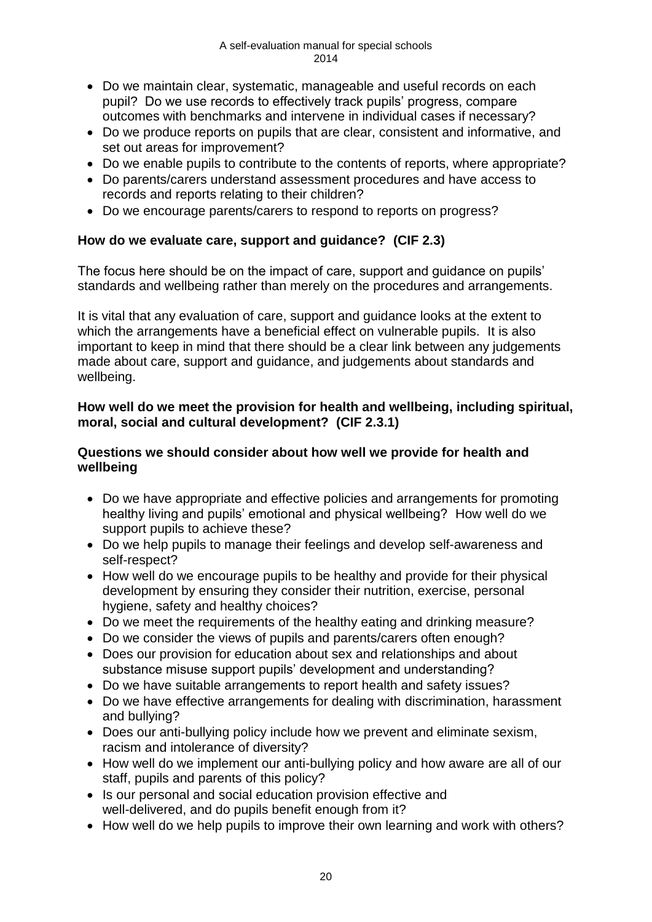- Do we maintain clear, systematic, manageable and useful records on each pupil? Do we use records to effectively track pupils' progress, compare outcomes with benchmarks and intervene in individual cases if necessary?
- Do we produce reports on pupils that are clear, consistent and informative, and set out areas for improvement?
- Do we enable pupils to contribute to the contents of reports, where appropriate?
- Do parents/carers understand assessment procedures and have access to records and reports relating to their children?
- Do we encourage parents/carers to respond to reports on progress?

**How do we evaluate care, support and guidance? (CIF 2.3)**

The focus here should be on the impact of care, support and guidance on pupils' standards and wellbeing rather than merely on the procedures and arrangements.

It is vital that any evaluation of care, support and guidance looks at the extent to which the arrangements have a beneficial effect on vulnerable pupils. It is also important to keep in mind that there should be a clear link between any judgements made about care, support and guidance, and judgements about standards and wellbeing.

**How well do we meet the provision for health and wellbeing, including spiritual, moral, social and cultural development? (CIF 2.3.1)**

**Questions we should consider about how well we provide for health and wellbeing**

- Do we have appropriate and effective policies and arrangements for promoting healthy living and pupils' emotional and physical wellbeing? How well do we support pupils to achieve these?
- Do we help pupils to manage their feelings and develop self-awareness and self-respect?
- How well do we encourage pupils to be healthy and provide for their physical development by ensuring they consider their nutrition, exercise, personal hygiene, safety and healthy choices?
- Do we meet the requirements of the healthy eating and drinking measure?
- Do we consider the views of pupils and parents/carers often enough?
- Does our provision for education about sex and relationships and about substance misuse support pupils' development and understanding?
- Do we have suitable arrangements to report health and safety issues?
- Do we have effective arrangements for dealing with discrimination, harassment and bullying?
- Does our anti-bullying policy include how we prevent and eliminate sexism, racism and intolerance of diversity?
- How well do we implement our anti-bullying policy and how aware are all of our staff, pupils and parents of this policy?
- Is our personal and social education provision effective and well-delivered, and do pupils benefit enough from it?
- How well do we help pupils to improve their own learning and work with others?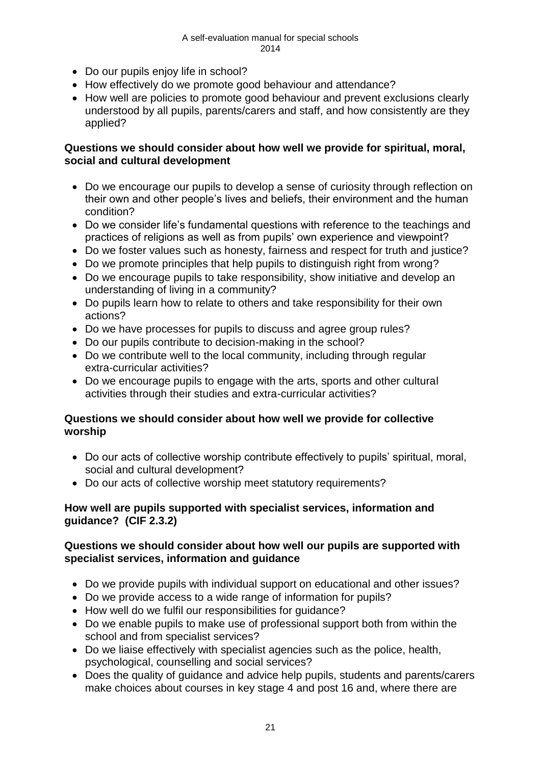- Do our pupils enjoy life in school?
- How effectively do we promote good behaviour and attendance?
- How well are policies to promote good behaviour and prevent exclusions clearly understood by all pupils, parents/carers and staff, and how consistently are they applied?

**Questions we should consider about how well we provide for spiritual, moral, social and cultural development**

- Do we encourage our pupils to develop a sense of curiosity through reflection on their own and other people's lives and beliefs, their environment and the human condition?
- Do we consider life's fundamental questions with reference to the teachings and practices of religions as well as from pupils' own experience and viewpoint?
- Do we foster values such as honesty, fairness and respect for truth and justice?
- Do we promote principles that help pupils to distinguish right from wrong?
- Do we encourage pupils to take responsibility, show initiative and develop an understanding of living in a community?
- Do pupils learn how to relate to others and take responsibility for their own actions?
- Do we have processes for pupils to discuss and agree group rules?
- Do our pupils contribute to decision-making in the school?
- Do we contribute well to the local community, including through regular extra-curricular activities?
- Do we encourage pupils to engage with the arts, sports and other cultural activities through their studies and extra-curricular activities?

**Questions we should consider about how well we provide for collective worship**

- Do our acts of collective worship contribute effectively to pupils' spiritual, moral, social and cultural development?
- Do our acts of collective worship meet statutory requirements?

**How well are pupils supported with specialist services, information and guidance? (CIF 2.3.2)**

**Questions we should consider about how well our pupils are supported with specialist services, information and guidance**

- Do we provide pupils with individual support on educational and other issues?
- Do we provide access to a wide range of information for pupils?
- How well do we fulfil our responsibilities for guidance?
- Do we enable pupils to make use of professional support both from within the school and from specialist services?
- Do we liaise effectively with specialist agencies such as the police, health, psychological, counselling and social services?
- Does the quality of guidance and advice help pupils, students and parents/carers make choices about courses in key stage 4 and post 16 and, where there are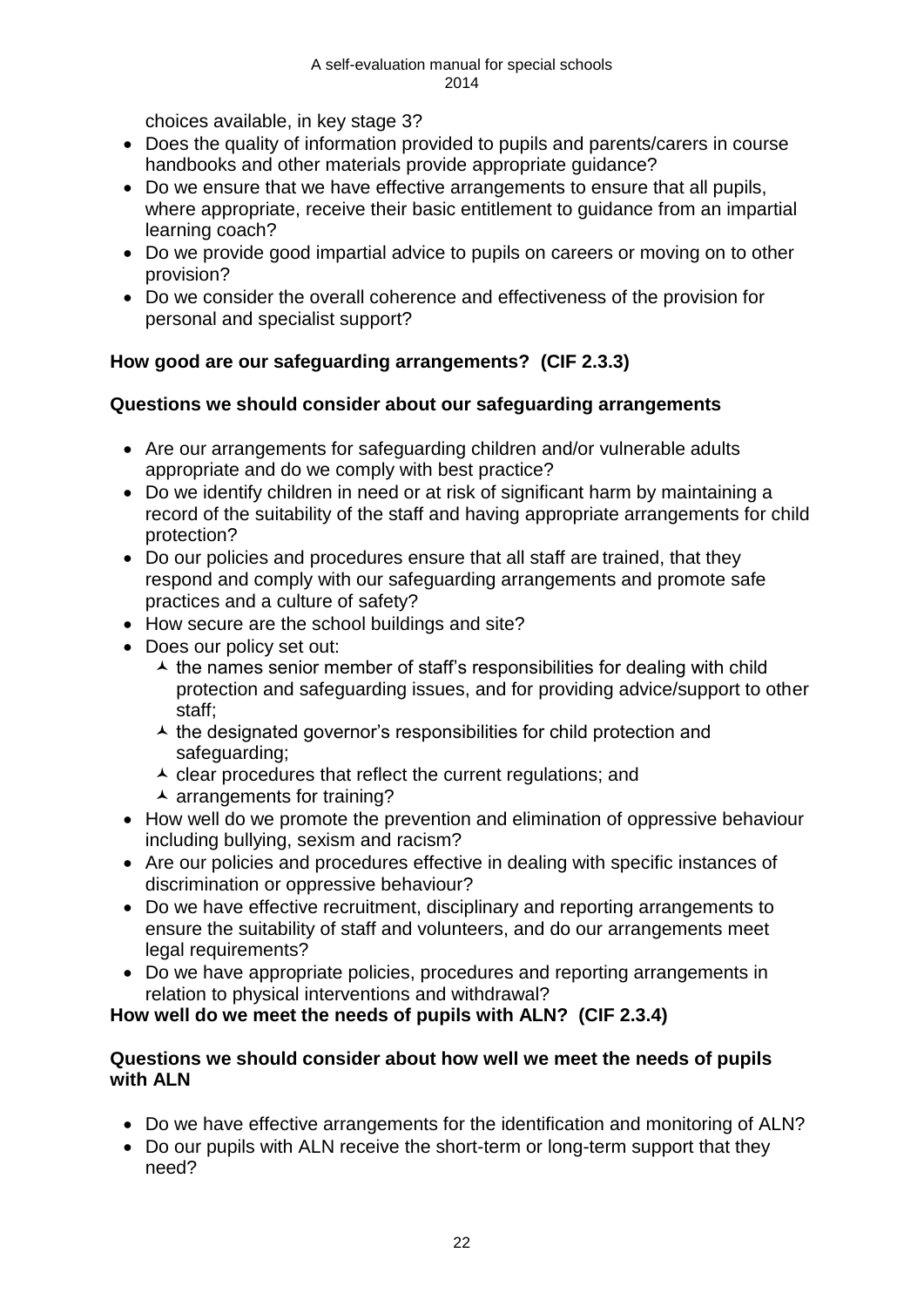choices available, in key stage 3?

- Does the quality of information provided to pupils and parents/carers in course handbooks and other materials provide appropriate guidance?
- Do we ensure that we have effective arrangements to ensure that all pupils, where appropriate, receive their basic entitlement to guidance from an impartial learning coach?
- Do we provide good impartial advice to pupils on careers or moving on to other provision?
- Do we consider the overall coherence and effectiveness of the provision for personal and specialist support?

**How good are our safeguarding arrangements? (CIF 2.3.3)**

**Questions we should consider about our safeguarding arrangements**

- Are our arrangements for safeguarding children and/or vulnerable adults appropriate and do we comply with best practice?
- Do we identify children in need or at risk of significant harm by maintaining a record of the suitability of the staff and having appropriate arrangements for child protection?
- Do our policies and procedures ensure that all staff are trained, that they respond and comply with our safeguarding arrangements and promote safe practices and a culture of safety?
- How secure are the school buildings and site?
- Does our policy set out:
  - the names senior member of staff's responsibilities for dealing with child protection and safeguarding issues, and for providing advice/support to other staff;
  - the designated governor's responsibilities for child protection and safeguarding;
  - clear procedures that reflect the current regulations; and
  - arrangements for training?
- How well do we promote the prevention and elimination of oppressive behaviour including bullying, sexism and racism?
- Are our policies and procedures effective in dealing with specific instances of discrimination or oppressive behaviour?
- Do we have effective recruitment, disciplinary and reporting arrangements to ensure the suitability of staff and volunteers, and do our arrangements meet legal requirements?
- Do we have appropriate policies, procedures and reporting arrangements in relation to physical interventions and withdrawal?

**How well do we meet the needs of pupils with ALN? (CIF 2.3.4)**

**Questions we should consider about how well we meet the needs of pupils with ALN**

- Do we have effective arrangements for the identification and monitoring of ALN?
- Do our pupils with ALN receive the short-term or long-term support that they need?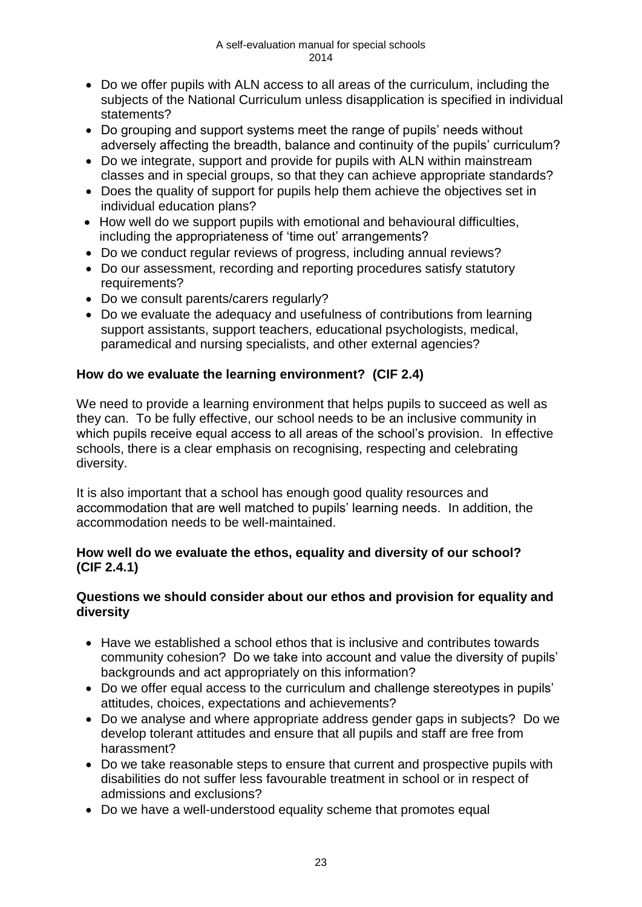- Do we offer pupils with ALN access to all areas of the curriculum, including the subjects of the National Curriculum unless disapplication is specified in individual statements?
- Do grouping and support systems meet the range of pupils' needs without adversely affecting the breadth, balance and continuity of the pupils' curriculum?
- Do we integrate, support and provide for pupils with ALN within mainstream classes and in special groups, so that they can achieve appropriate standards?
- Does the quality of support for pupils help them achieve the objectives set in individual education plans?
- How well do we support pupils with emotional and behavioural difficulties, including the appropriateness of 'time out' arrangements?
- Do we conduct regular reviews of progress, including annual reviews?
- Do our assessment, recording and reporting procedures satisfy statutory requirements?
- Do we consult parents/carers regularly?
- Do we evaluate the adequacy and usefulness of contributions from learning support assistants, support teachers, educational psychologists, medical, paramedical and nursing specialists, and other external agencies?

**How do we evaluate the learning environment? (CIF 2.4)**

We need to provide a learning environment that helps pupils to succeed as well as they can. To be fully effective, our school needs to be an inclusive community in which pupils receive equal access to all areas of the school's provision. In effective schools, there is a clear emphasis on recognising, respecting and celebrating diversity.

It is also important that a school has enough good quality resources and accommodation that are well matched to pupils' learning needs. In addition, the accommodation needs to be well-maintained.

**How well do we evaluate the ethos, equality and diversity of our school? (CIF 2.4.1)**

**Questions we should consider about our ethos and provision for equality and diversity**

- Have we established a school ethos that is inclusive and contributes towards community cohesion? Do we take into account and value the diversity of pupils' backgrounds and act appropriately on this information?
- Do we offer equal access to the curriculum and challenge stereotypes in pupils' attitudes, choices, expectations and achievements?
- Do we analyse and where appropriate address gender gaps in subjects? Do we develop tolerant attitudes and ensure that all pupils and staff are free from harassment?
- Do we take reasonable steps to ensure that current and prospective pupils with disabilities do not suffer less favourable treatment in school or in respect of admissions and exclusions?
- Do we have a well-understood equality scheme that promotes equal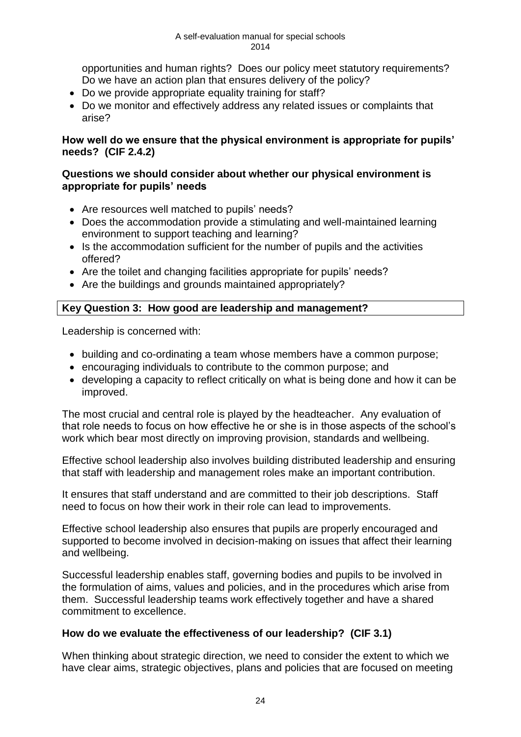opportunities and human rights? Does our policy meet statutory requirements? Do we have an action plan that ensures delivery of the policy?

- Do we provide appropriate equality training for staff?
- Do we monitor and effectively address any related issues or complaints that arise?

**How well do we ensure that the physical environment is appropriate for pupils' needs? (CIF 2.4.2)**

**Questions we should consider about whether our physical environment is appropriate for pupils' needs**

- Are resources well matched to pupils' needs?
- Does the accommodation provide a stimulating and well-maintained learning environment to support teaching and learning?
- Is the accommodation sufficient for the number of pupils and the activities offered?
- Are the toilet and changing facilities appropriate for pupils' needs?
- Are the buildings and grounds maintained appropriately?

## Key Question 3: How good are leadership and management?

Leadership is concerned with:

- building and co-ordinating a team whose members have a common purpose;
- encouraging individuals to contribute to the common purpose; and
- developing a capacity to reflect critically on what is being done and how it can be improved.

The most crucial and central role is played by the headteacher. Any evaluation of that role needs to focus on how effective he or she is in those aspects of the school's work which bear most directly on improving provision, standards and wellbeing.

Effective school leadership also involves building distributed leadership and ensuring that staff with leadership and management roles make an important contribution.

It ensures that staff understand and are committed to their job descriptions. Staff need to focus on how their work in their role can lead to improvements.

Effective school leadership also ensures that pupils are properly encouraged and supported to become involved in decision-making on issues that affect their learning and wellbeing.

Successful leadership enables staff, governing bodies and pupils to be involved in the formulation of aims, values and policies, and in the procedures which arise from them. Successful leadership teams work effectively together and have a shared commitment to excellence.

### How do we evaluate the effectiveness of our leadership? (CIF 3.1)

When thinking about strategic direction, we need to consider the extent to which we have clear aims, strategic objectives, plans and policies that are focused on meeting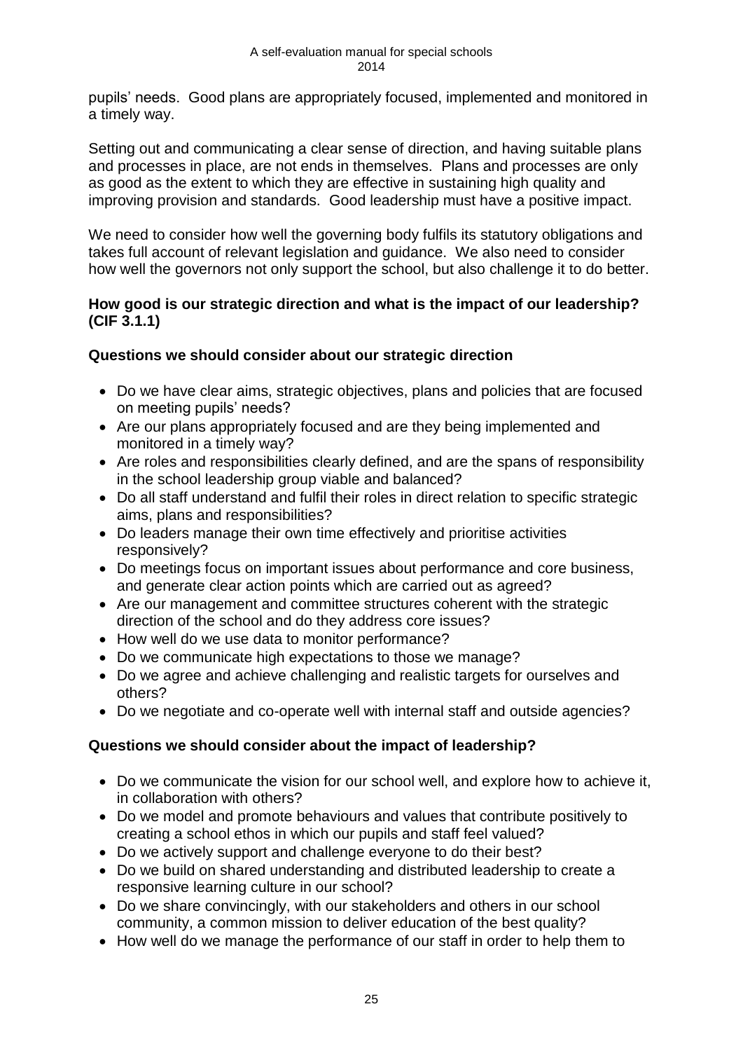pupils' needs. Good plans are appropriately focused, implemented and monitored in a timely way.

Setting out and communicating a clear sense of direction, and having suitable plans and processes in place, are not ends in themselves. Plans and processes are only as good as the extent to which they are effective in sustaining high quality and improving provision and standards. Good leadership must have a positive impact.

We need to consider how well the governing body fulfils its statutory obligations and takes full account of relevant legislation and guidance. We also need to consider how well the governors not only support the school, but also challenge it to do better.

**How good is our strategic direction and what is the impact of our leadership? (CIF 3.1.1)**

**Questions we should consider about our strategic direction**

- Do we have clear aims, strategic objectives, plans and policies that are focused on meeting pupils' needs?
- Are our plans appropriately focused and are they being implemented and monitored in a timely way?
- Are roles and responsibilities clearly defined, and are the spans of responsibility in the school leadership group viable and balanced?
- Do all staff understand and fulfil their roles in direct relation to specific strategic aims, plans and responsibilities?
- Do leaders manage their own time effectively and prioritise activities responsively?
- Do meetings focus on important issues about performance and core business, and generate clear action points which are carried out as agreed?
- Are our management and committee structures coherent with the strategic direction of the school and do they address core issues?
- How well do we use data to monitor performance?
- Do we communicate high expectations to those we manage?
- Do we agree and achieve challenging and realistic targets for ourselves and others?
- Do we negotiate and co-operate well with internal staff and outside agencies?

**Questions we should consider about the impact of leadership?**

- Do we communicate the vision for our school well, and explore how to achieve it, in collaboration with others?
- Do we model and promote behaviours and values that contribute positively to creating a school ethos in which our pupils and staff feel valued?
- Do we actively support and challenge everyone to do their best?
- Do we build on shared understanding and distributed leadership to create a responsive learning culture in our school?
- Do we share convincingly, with our stakeholders and others in our school community, a common mission to deliver education of the best quality?
- How well do we manage the performance of our staff in order to help them to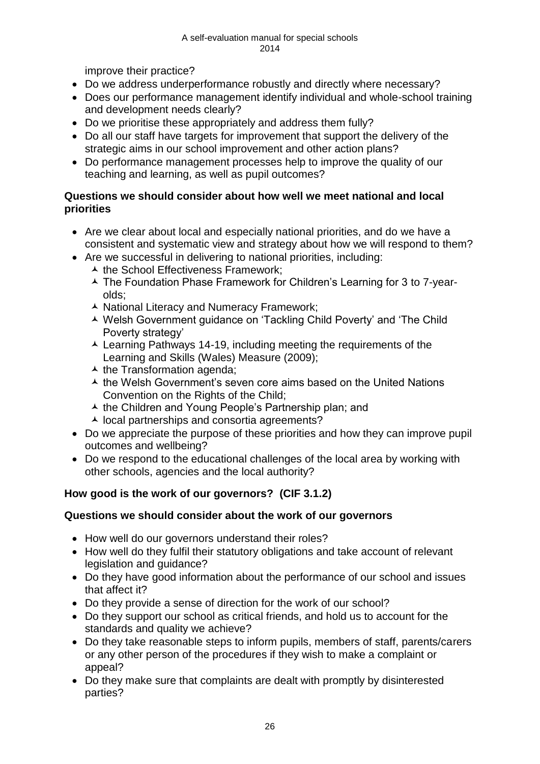improve their practice?

- Do we address underperformance robustly and directly where necessary?
- Does our performance management identify individual and whole-school training and development needs clearly?
- Do we prioritise these appropriately and address them fully?
- Do all our staff have targets for improvement that support the delivery of the strategic aims in our school improvement and other action plans?
- Do performance management processes help to improve the quality of our teaching and learning, as well as pupil outcomes?

**Questions we should consider about how well we meet national and local priorities**

- Are we clear about local and especially national priorities, and do we have a consistent and systematic view and strategy about how we will respond to them?
- Are we successful in delivering to national priorities, including:
  - the School Effectiveness Framework;
  - The Foundation Phase Framework for Children's Learning for 3 to 7-year-olds;
  - National Literacy and Numeracy Framework;
  - Welsh Government guidance on 'Tackling Child Poverty' and 'The Child Poverty strategy'
  - Learning Pathways 14-19, including meeting the requirements of the Learning and Skills (Wales) Measure (2009);
  - the Transformation agenda;
  - the Welsh Government's seven core aims based on the United Nations Convention on the Rights of the Child;
  - the Children and Young People's Partnership plan; and
  - local partnerships and consortia agreements?
- Do we appreciate the purpose of these priorities and how they can improve pupil outcomes and wellbeing?
- Do we respond to the educational challenges of the local area by working with other schools, agencies and the local authority?

**How good is the work of our governors? (CIF 3.1.2)**

**Questions we should consider about the work of our governors**

- How well do our governors understand their roles?
- How well do they fulfil their statutory obligations and take account of relevant legislation and guidance?
- Do they have good information about the performance of our school and issues that affect it?
- Do they provide a sense of direction for the work of our school?
- Do they support our school as critical friends, and hold us to account for the standards and quality we achieve?
- Do they take reasonable steps to inform pupils, members of staff, parents/carers or any other person of the procedures if they wish to make a complaint or appeal?
- Do they make sure that complaints are dealt with promptly by disinterested parties?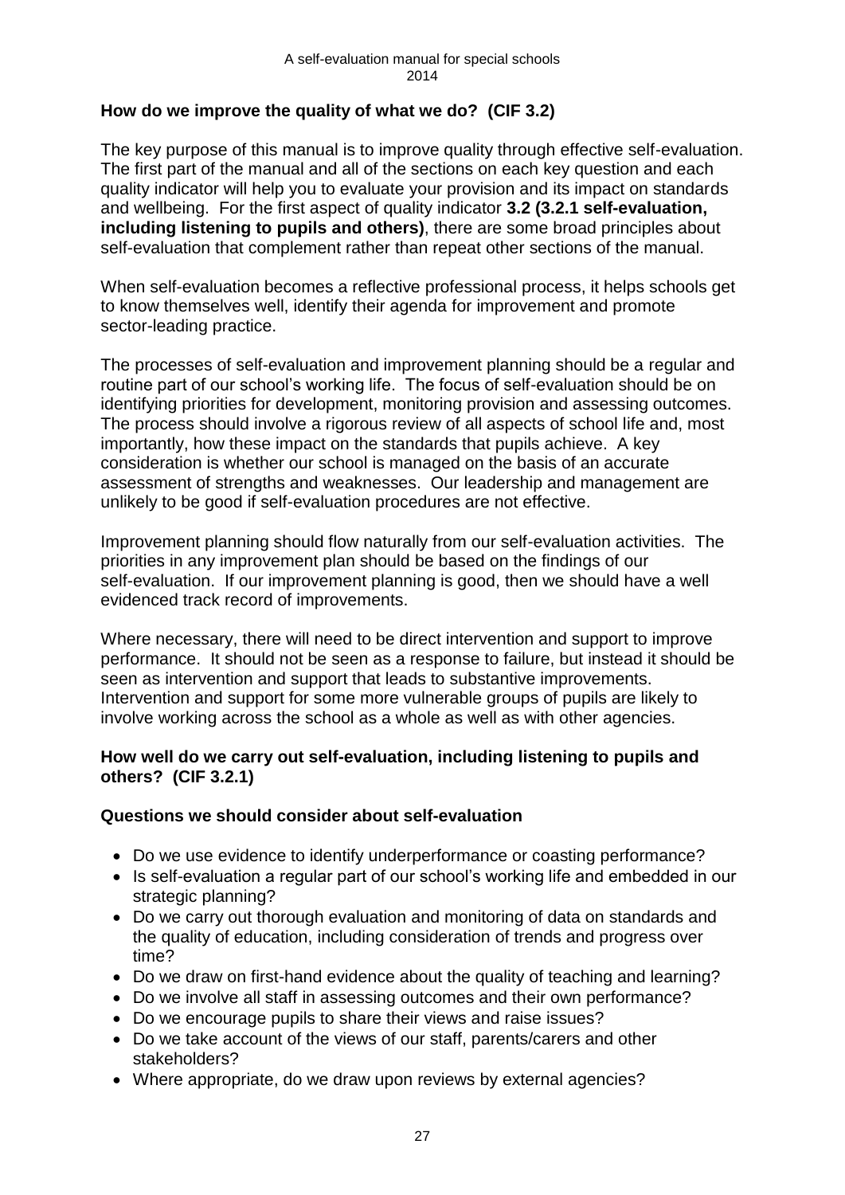## How do we improve the quality of what we do? (CIF 3.2)

The key purpose of this manual is to improve quality through effective self-evaluation. The first part of the manual and all of the sections on each key question and each quality indicator will help you to evaluate your provision and its impact on standards and wellbeing. For the first aspect of quality indicator **3.2 (3.2.1 self-evaluation, including listening to pupils and others)**, there are some broad principles about self-evaluation that complement rather than repeat other sections of the manual.

When self-evaluation becomes a reflective professional process, it helps schools get to know themselves well, identify their agenda for improvement and promote sector-leading practice.

The processes of self-evaluation and improvement planning should be a regular and routine part of our school's working life. The focus of self-evaluation should be on identifying priorities for development, monitoring provision and assessing outcomes. The process should involve a rigorous review of all aspects of school life and, most importantly, how these impact on the standards that pupils achieve. A key consideration is whether our school is managed on the basis of an accurate assessment of strengths and weaknesses. Our leadership and management are unlikely to be good if self-evaluation procedures are not effective.

Improvement planning should flow naturally from our self-evaluation activities. The priorities in any improvement plan should be based on the findings of our self-evaluation. If our improvement planning is good, then we should have a well evidenced track record of improvements.

Where necessary, there will need to be direct intervention and support to improve performance. It should not be seen as a response to failure, but instead it should be seen as intervention and support that leads to substantive improvements. Intervention and support for some more vulnerable groups of pupils are likely to involve working across the school as a whole as well as with other agencies.

### How well do we carry out self-evaluation, including listening to pupils and others? (CIF 3.2.1)

### Questions we should consider about self-evaluation

- Do we use evidence to identify underperformance or coasting performance?
- Is self-evaluation a regular part of our school's working life and embedded in our strategic planning?
- Do we carry out thorough evaluation and monitoring of data on standards and the quality of education, including consideration of trends and progress over time?
- Do we draw on first-hand evidence about the quality of teaching and learning?
- Do we involve all staff in assessing outcomes and their own performance?
- Do we encourage pupils to share their views and raise issues?
- Do we take account of the views of our staff, parents/carers and other stakeholders?
- Where appropriate, do we draw upon reviews by external agencies?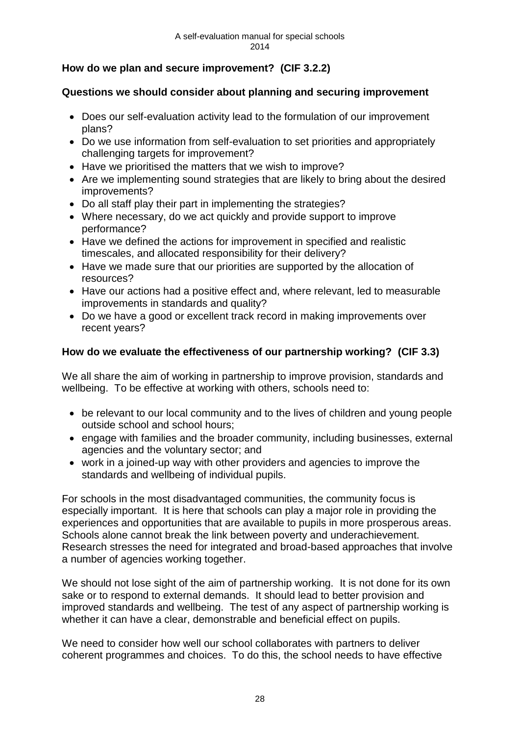### How do we plan and secure improvement? (CIF 3.2.2)

#### Questions we should consider about planning and securing improvement

- Does our self-evaluation activity lead to the formulation of our improvement plans?
- Do we use information from self-evaluation to set priorities and appropriately challenging targets for improvement?
- Have we prioritised the matters that we wish to improve?
- Are we implementing sound strategies that are likely to bring about the desired improvements?
- Do all staff play their part in implementing the strategies?
- Where necessary, do we act quickly and provide support to improve performance?
- Have we defined the actions for improvement in specified and realistic timescales, and allocated responsibility for their delivery?
- Have we made sure that our priorities are supported by the allocation of resources?
- Have our actions had a positive effect and, where relevant, led to measurable improvements in standards and quality?
- Do we have a good or excellent track record in making improvements over recent years?

### How do we evaluate the effectiveness of our partnership working? (CIF 3.3)

We all share the aim of working in partnership to improve provision, standards and wellbeing. To be effective at working with others, schools need to:

- be relevant to our local community and to the lives of children and young people outside school and school hours;
- engage with families and the broader community, including businesses, external agencies and the voluntary sector; and
- work in a joined-up way with other providers and agencies to improve the standards and wellbeing of individual pupils.

For schools in the most disadvantaged communities, the community focus is especially important. It is here that schools can play a major role in providing the experiences and opportunities that are available to pupils in more prosperous areas. Schools alone cannot break the link between poverty and underachievement. Research stresses the need for integrated and broad-based approaches that involve a number of agencies working together.

We should not lose sight of the aim of partnership working. It is not done for its own sake or to respond to external demands. It should lead to better provision and improved standards and wellbeing. The test of any aspect of partnership working is whether it can have a clear, demonstrable and beneficial effect on pupils.

We need to consider how well our school collaborates with partners to deliver coherent programmes and choices. To do this, the school needs to have effective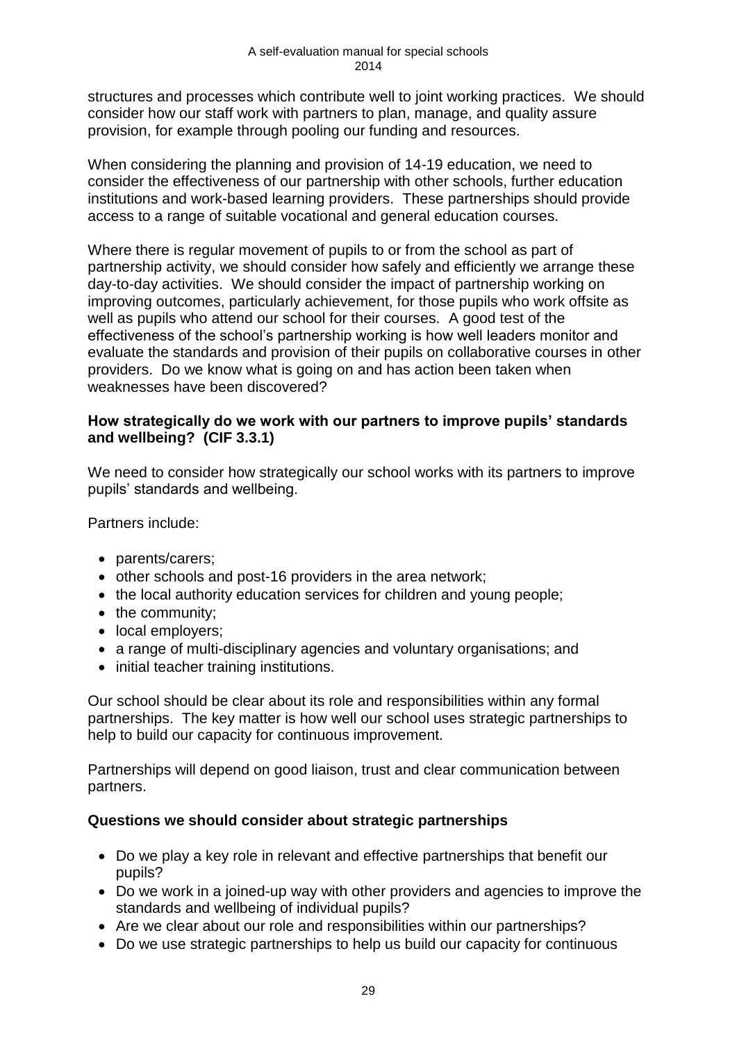structures and processes which contribute well to joint working practices. We should consider how our staff work with partners to plan, manage, and quality assure provision, for example through pooling our funding and resources.

When considering the planning and provision of 14-19 education, we need to consider the effectiveness of our partnership with other schools, further education institutions and work-based learning providers. These partnerships should provide access to a range of suitable vocational and general education courses.

Where there is regular movement of pupils to or from the school as part of partnership activity, we should consider how safely and efficiently we arrange these day-to-day activities. We should consider the impact of partnership working on improving outcomes, particularly achievement, for those pupils who work offsite as well as pupils who attend our school for their courses. A good test of the effectiveness of the school's partnership working is how well leaders monitor and evaluate the standards and provision of their pupils on collaborative courses in other providers. Do we know what is going on and has action been taken when weaknesses have been discovered?

**How strategically do we work with our partners to improve pupils' standards and wellbeing? (CIF 3.3.1)**

We need to consider how strategically our school works with its partners to improve pupils' standards and wellbeing.

Partners include:

- parents/carers;
- other schools and post-16 providers in the area network;
- the local authority education services for children and young people;
- the community;
- local employers;
- a range of multi-disciplinary agencies and voluntary organisations; and
- initial teacher training institutions.

Our school should be clear about its role and responsibilities within any formal partnerships. The key matter is how well our school uses strategic partnerships to help to build our capacity for continuous improvement.

Partnerships will depend on good liaison, trust and clear communication between partners.

**Questions we should consider about strategic partnerships**

- Do we play a key role in relevant and effective partnerships that benefit our pupils?
- Do we work in a joined-up way with other providers and agencies to improve the standards and wellbeing of individual pupils?
- Are we clear about our role and responsibilities within our partnerships?
- Do we use strategic partnerships to help us build our capacity for continuous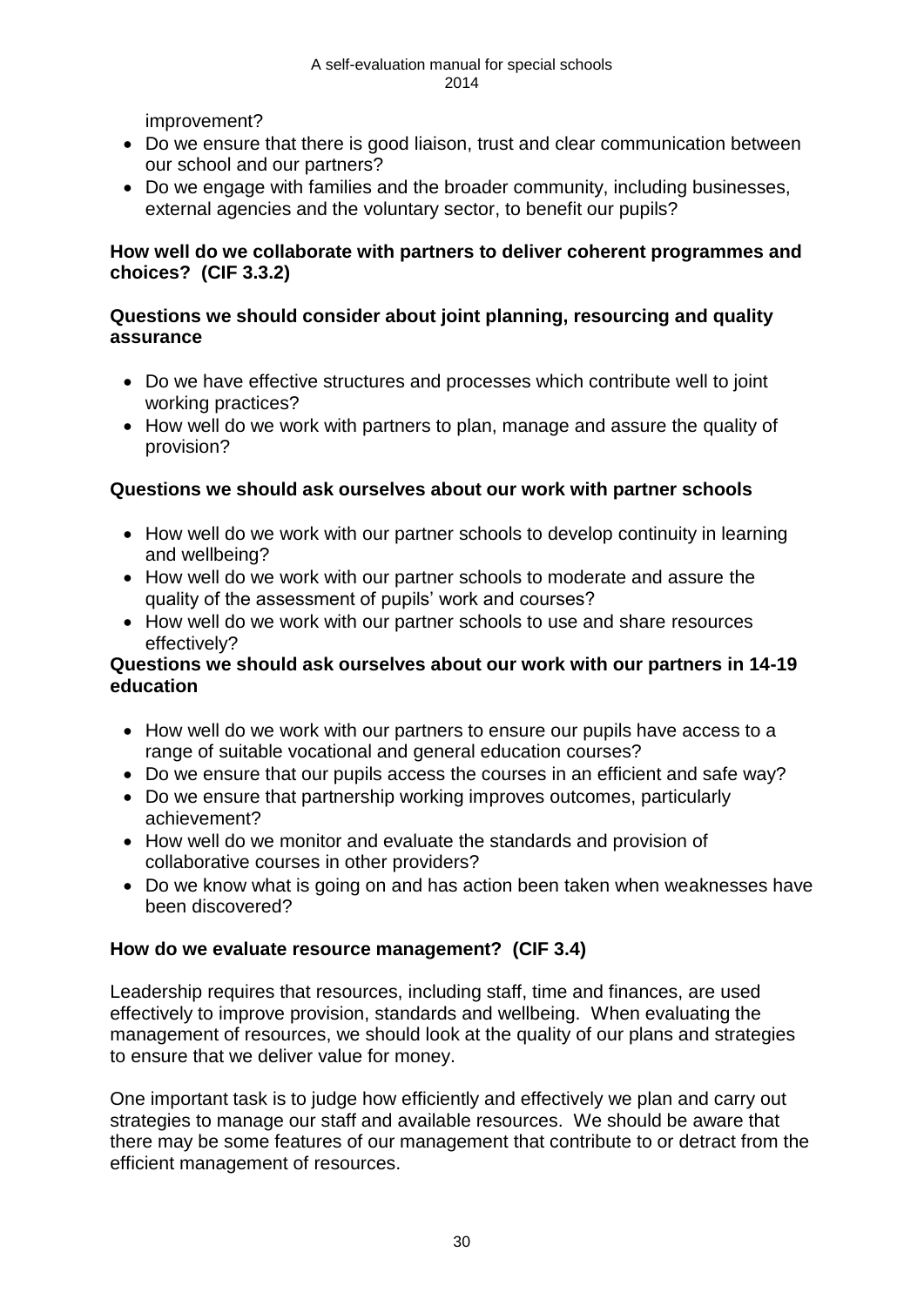improvement?

- Do we ensure that there is good liaison, trust and clear communication between our school and our partners?
- Do we engage with families and the broader community, including businesses, external agencies and the voluntary sector, to benefit our pupils?

**How well do we collaborate with partners to deliver coherent programmes and choices? (CIF 3.3.2)**

**Questions we should consider about joint planning, resourcing and quality assurance**

- Do we have effective structures and processes which contribute well to joint working practices?
- How well do we work with partners to plan, manage and assure the quality of provision?

**Questions we should ask ourselves about our work with partner schools**

- How well do we work with our partner schools to develop continuity in learning and wellbeing?
- How well do we work with our partner schools to moderate and assure the quality of the assessment of pupils' work and courses?
- How well do we work with our partner schools to use and share resources effectively?

**Questions we should ask ourselves about our work with our partners in 14-19 education**

- How well do we work with our partners to ensure our pupils have access to a range of suitable vocational and general education courses?
- Do we ensure that our pupils access the courses in an efficient and safe way?
- Do we ensure that partnership working improves outcomes, particularly achievement?
- How well do we monitor and evaluate the standards and provision of collaborative courses in other providers?
- Do we know what is going on and has action been taken when weaknesses have been discovered?

**How do we evaluate resource management? (CIF 3.4)**

Leadership requires that resources, including staff, time and finances, are used effectively to improve provision, standards and wellbeing. When evaluating the management of resources, we should look at the quality of our plans and strategies to ensure that we deliver value for money.

One important task is to judge how efficiently and effectively we plan and carry out strategies to manage our staff and available resources. We should be aware that there may be some features of our management that contribute to or detract from the efficient management of resources.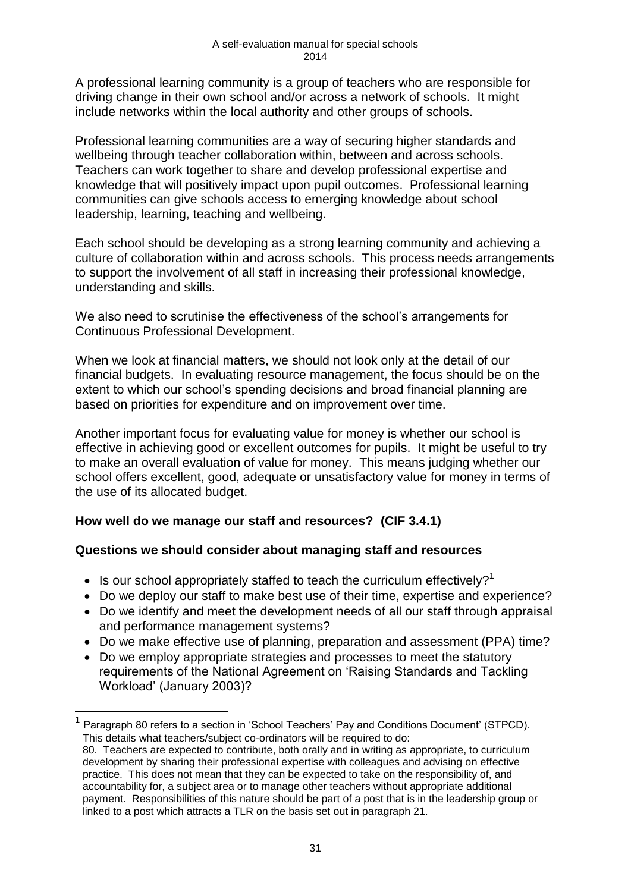A professional learning community is a group of teachers who are responsible for driving change in their own school and/or across a network of schools. It might include networks within the local authority and other groups of schools.

Professional learning communities are a way of securing higher standards and wellbeing through teacher collaboration within, between and across schools. Teachers can work together to share and develop professional expertise and knowledge that will positively impact upon pupil outcomes. Professional learning communities can give schools access to emerging knowledge about school leadership, learning, teaching and wellbeing.

Each school should be developing as a strong learning community and achieving a culture of collaboration within and across schools. This process needs arrangements to support the involvement of all staff in increasing their professional knowledge, understanding and skills.

We also need to scrutinise the effectiveness of the school's arrangements for Continuous Professional Development.

When we look at financial matters, we should not look only at the detail of our financial budgets. In evaluating resource management, the focus should be on the extent to which our school's spending decisions and broad financial planning are based on priorities for expenditure and on improvement over time.

Another important focus for evaluating value for money is whether our school is effective in achieving good or excellent outcomes for pupils. It might be useful to try to make an overall evaluation of value for money. This means judging whether our school offers excellent, good, adequate or unsatisfactory value for money in terms of the use of its allocated budget.

**How well do we manage our staff and resources? (CIF 3.4.1)**

**Questions we should consider about managing staff and resources**

- Is our school appropriately staffed to teach the curriculum effectively?[1]
- Do we deploy our staff to make best use of their time, expertise and experience?
- Do we identify and meet the development needs of all our staff through appraisal and performance management systems?
- Do we make effective use of planning, preparation and assessment (PPA) time?
- Do we employ appropriate strategies and processes to meet the statutory requirements of the National Agreement on 'Raising Standards and Tackling Workload' (January 2003)?

---

[1] Paragraph 80 refers to a section in 'School Teachers' Pay and Conditions Document' (STPCD). This details what teachers/subject co-ordinators will be required to do:
80. Teachers are expected to contribute, both orally and in writing as appropriate, to curriculum development by sharing their professional expertise with colleagues and advising on effective practice. This does not mean that they can be expected to take on the responsibility of, and accountability for, a subject area or to manage other teachers without appropriate additional payment. Responsibilities of this nature should be part of a post that is in the leadership group or linked to a post which attracts a TLR on the basis set out in paragraph 21.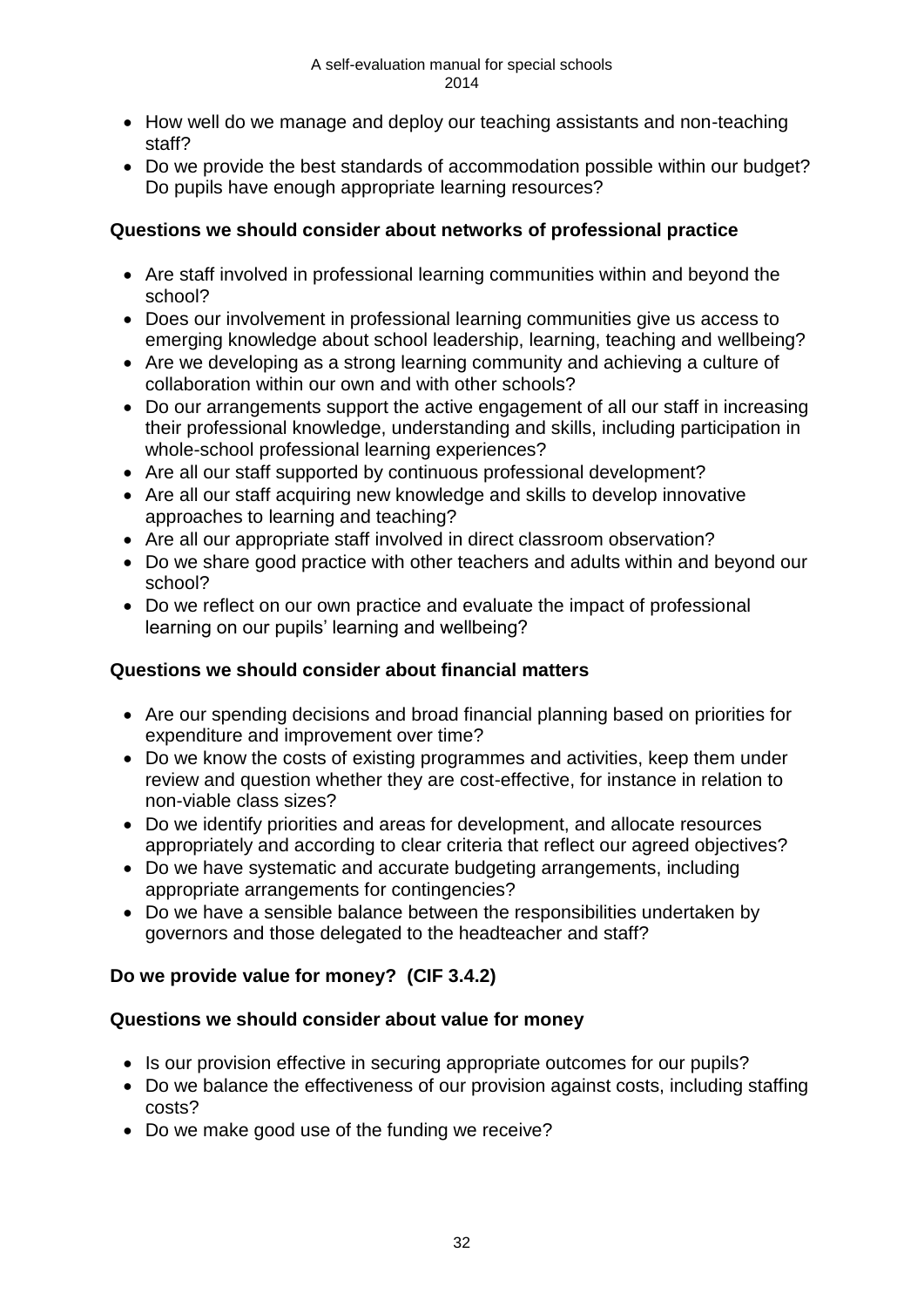- How well do we manage and deploy our teaching assistants and non-teaching staff?
- Do we provide the best standards of accommodation possible within our budget? Do pupils have enough appropriate learning resources?

**Questions we should consider about networks of professional practice**

- Are staff involved in professional learning communities within and beyond the school?
- Does our involvement in professional learning communities give us access to emerging knowledge about school leadership, learning, teaching and wellbeing?
- Are we developing as a strong learning community and achieving a culture of collaboration within our own and with other schools?
- Do our arrangements support the active engagement of all our staff in increasing their professional knowledge, understanding and skills, including participation in whole-school professional learning experiences?
- Are all our staff supported by continuous professional development?
- Are all our staff acquiring new knowledge and skills to develop innovative approaches to learning and teaching?
- Are all our appropriate staff involved in direct classroom observation?
- Do we share good practice with other teachers and adults within and beyond our school?
- Do we reflect on our own practice and evaluate the impact of professional learning on our pupils' learning and wellbeing?

**Questions we should consider about financial matters**

- Are our spending decisions and broad financial planning based on priorities for expenditure and improvement over time?
- Do we know the costs of existing programmes and activities, keep them under review and question whether they are cost-effective, for instance in relation to non-viable class sizes?
- Do we identify priorities and areas for development, and allocate resources appropriately and according to clear criteria that reflect our agreed objectives?
- Do we have systematic and accurate budgeting arrangements, including appropriate arrangements for contingencies?
- Do we have a sensible balance between the responsibilities undertaken by governors and those delegated to the headteacher and staff?

**Do we provide value for money? (CIF 3.4.2)**

**Questions we should consider about value for money**

- Is our provision effective in securing appropriate outcomes for our pupils?
- Do we balance the effectiveness of our provision against costs, including staffing costs?
- Do we make good use of the funding we receive?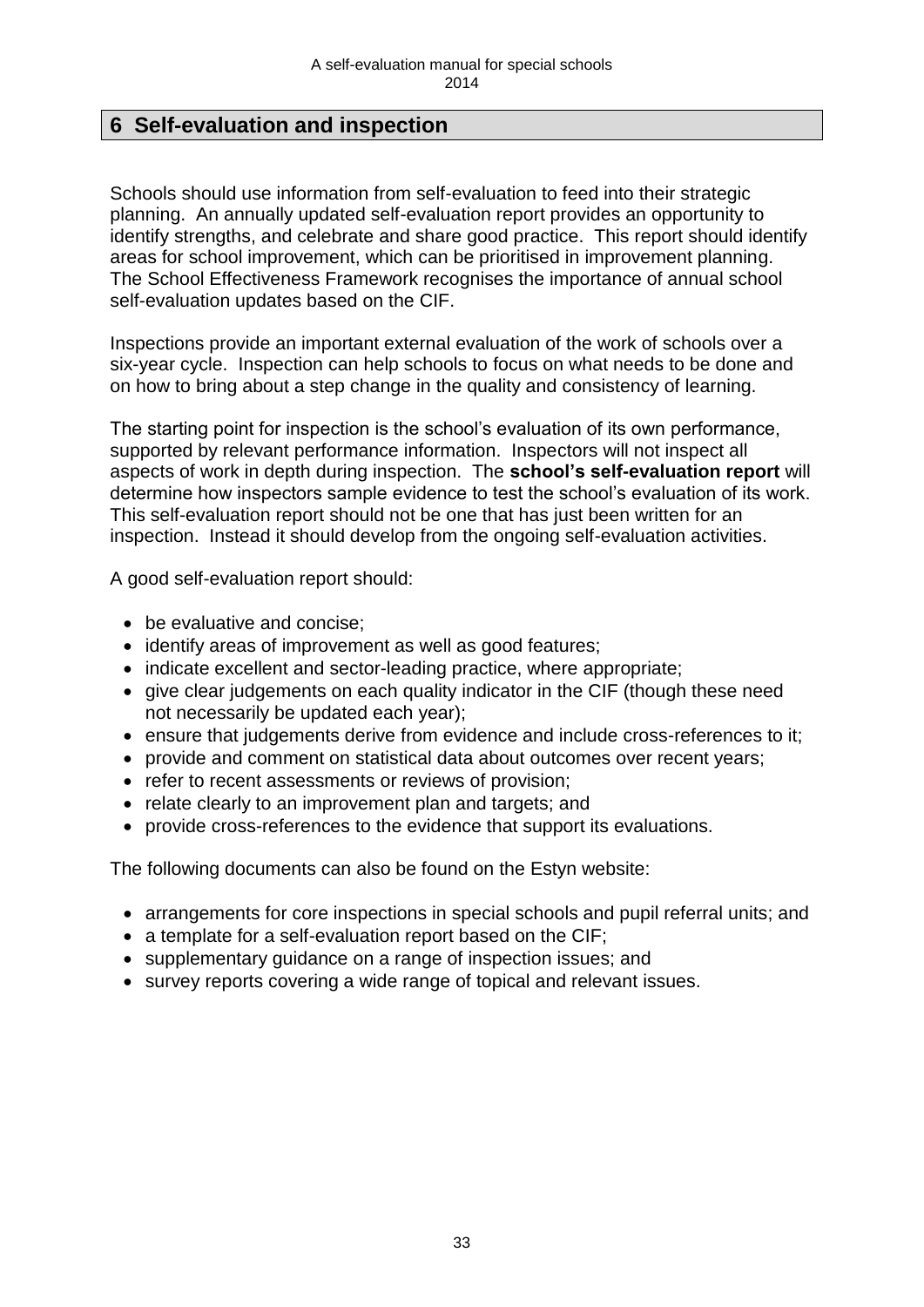## 6 Self-evaluation and inspection

Schools should use information from self-evaluation to feed into their strategic planning. An annually updated self-evaluation report provides an opportunity to identify strengths, and celebrate and share good practice. This report should identify areas for school improvement, which can be prioritised in improvement planning. The School Effectiveness Framework recognises the importance of annual school self-evaluation updates based on the CIF.

Inspections provide an important external evaluation of the work of schools over a six-year cycle. Inspection can help schools to focus on what needs to be done and on how to bring about a step change in the quality and consistency of learning.

The starting point for inspection is the school's evaluation of its own performance, supported by relevant performance information. Inspectors will not inspect all aspects of work in depth during inspection. The **school's self-evaluation report** will determine how inspectors sample evidence to test the school's evaluation of its work. This self-evaluation report should not be one that has just been written for an inspection. Instead it should develop from the ongoing self-evaluation activities.

A good self-evaluation report should:

- be evaluative and concise;
- identify areas of improvement as well as good features;
- indicate excellent and sector-leading practice, where appropriate;
- give clear judgements on each quality indicator in the CIF (though these need not necessarily be updated each year);
- ensure that judgements derive from evidence and include cross-references to it;
- provide and comment on statistical data about outcomes over recent years;
- refer to recent assessments or reviews of provision;
- relate clearly to an improvement plan and targets; and
- provide cross-references to the evidence that support its evaluations.

The following documents can also be found on the Estyn website:

- arrangements for core inspections in special schools and pupil referral units; and
- a template for a self-evaluation report based on the CIF;
- supplementary guidance on a range of inspection issues; and
- survey reports covering a wide range of topical and relevant issues.